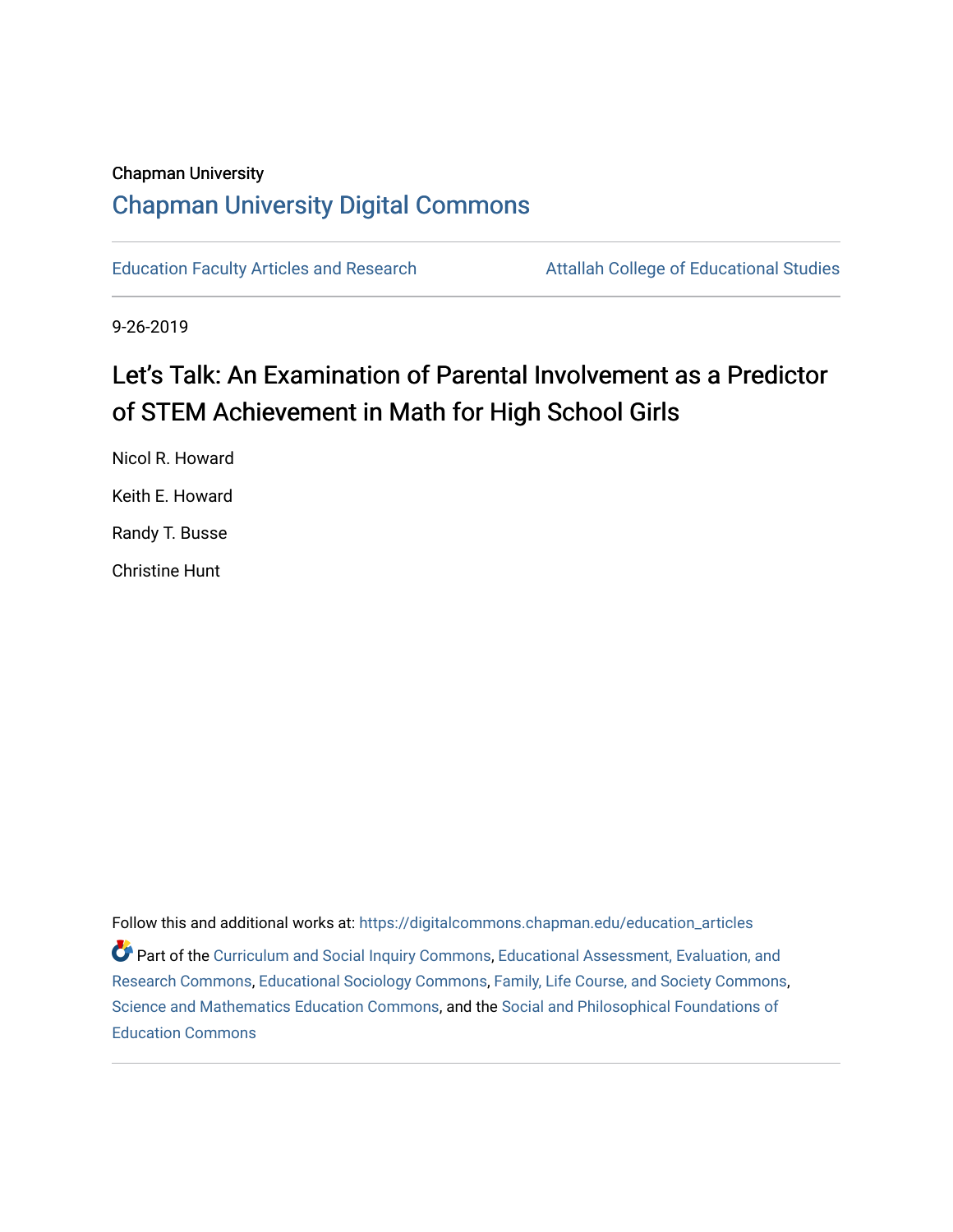Chapman University

# Chapman University Digital Commons

Education Faculty Articles and Research

Attallah College of Educational Studies

9-26-2019

## Let's Talk: An Examination of Parental Involvement as a Predictor of STEM Achievement in Math for High School Girls

Nicol R. Howard

Keith E. Howard

Randy T. Busse

Christine Hunt

Follow this and additional works at: https://digitalcommons.chapman.edu/education_articles

Part of the Curriculum and Social Inquiry Commons, Educational Assessment, Evaluation, and Research Commons, Educational Sociology Commons, Family, Life Course, and Society Commons, Science and Mathematics Education Commons, and the Social and Philosophical Foundations of Education Commons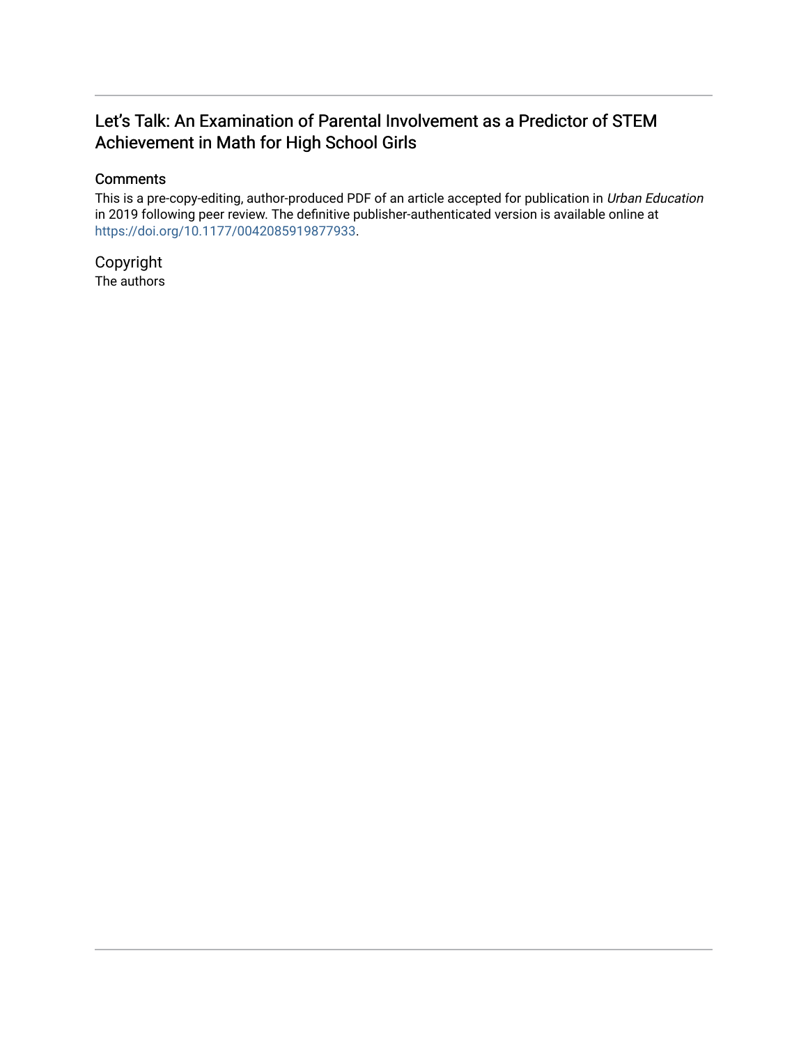# Let's Talk: An Examination of Parental Involvement as a Predictor of STEM Achievement in Math for High School Girls

## Comments

This is a pre-copy-editing, author-produced PDF of an article accepted for publication in *Urban Education* in 2019 following peer review. The definitive publisher-authenticated version is available online at https://doi.org/10.1177/0042085919877933.

## Copyright

The authors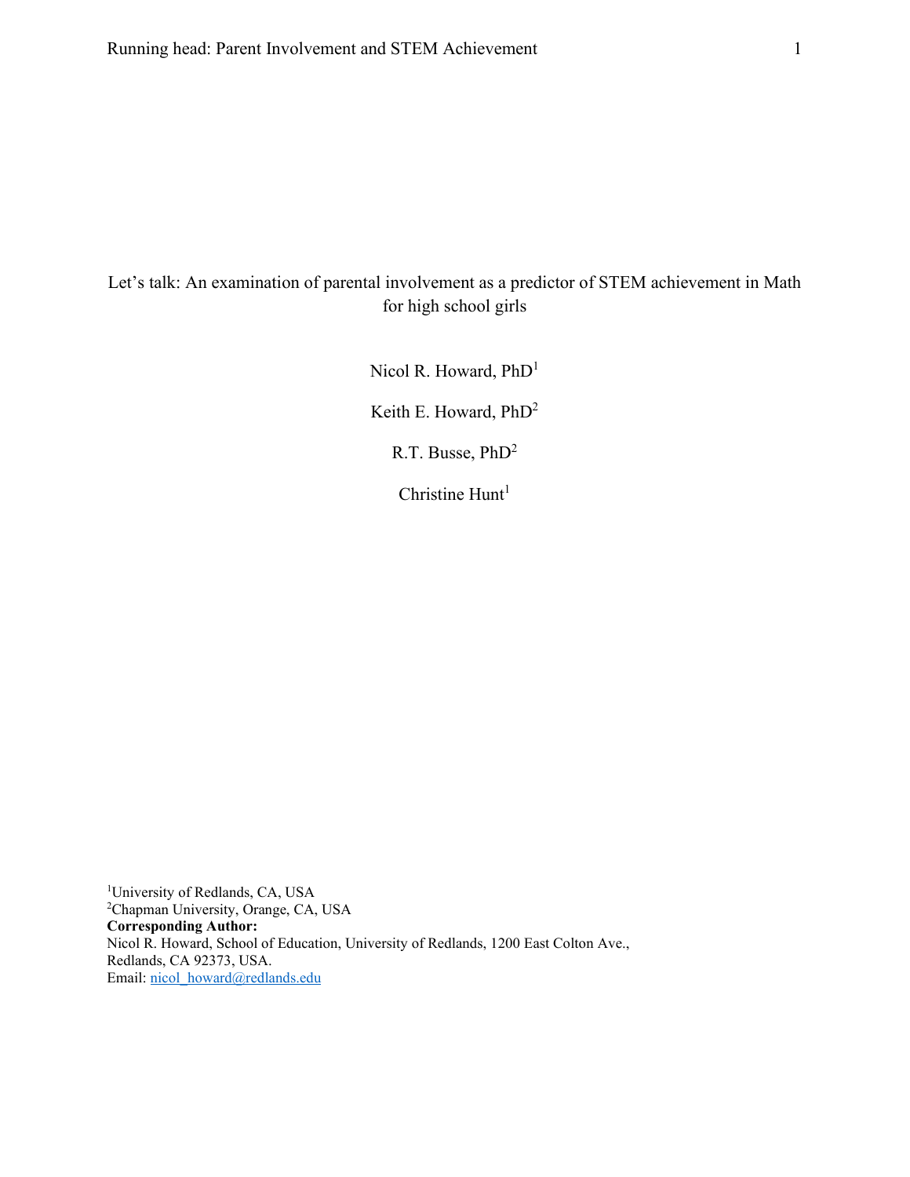# Let's talk: An examination of parental involvement as a predictor of STEM achievement in Math for high school girls

Nicol R. Howard, PhD[1]

Keith E. Howard, PhD[2]

R.T. Busse, PhD[2]

Christine Hunt[1]

[1]University of Redlands, CA, USA
[2]Chapman University, Orange, CA, USA
**Corresponding Author:**
Nicol R. Howard, School of Education, University of Redlands, 1200 East Colton Ave., Redlands, CA 92373, USA.
Email: nicol_howard@redlands.edu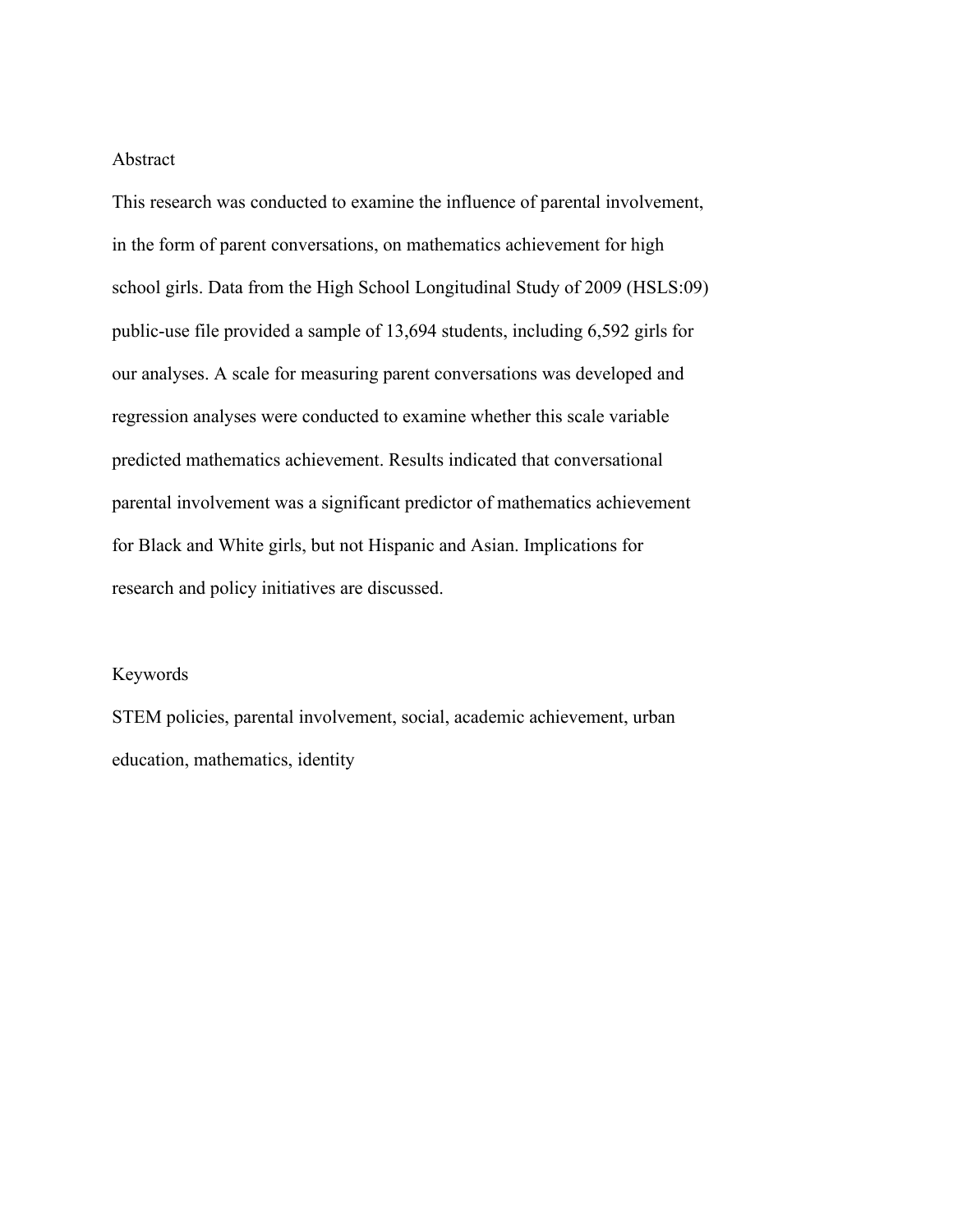## Abstract

This research was conducted to examine the influence of parental involvement, in the form of parent conversations, on mathematics achievement for high school girls. Data from the High School Longitudinal Study of 2009 (HSLS:09) public-use file provided a sample of 13,694 students, including 6,592 girls for our analyses. A scale for measuring parent conversations was developed and regression analyses were conducted to examine whether this scale variable predicted mathematics achievement. Results indicated that conversational parental involvement was a significant predictor of mathematics achievement for Black and White girls, but not Hispanic and Asian. Implications for research and policy initiatives are discussed.

## Keywords

STEM policies, parental involvement, social, academic achievement, urban education, mathematics, identity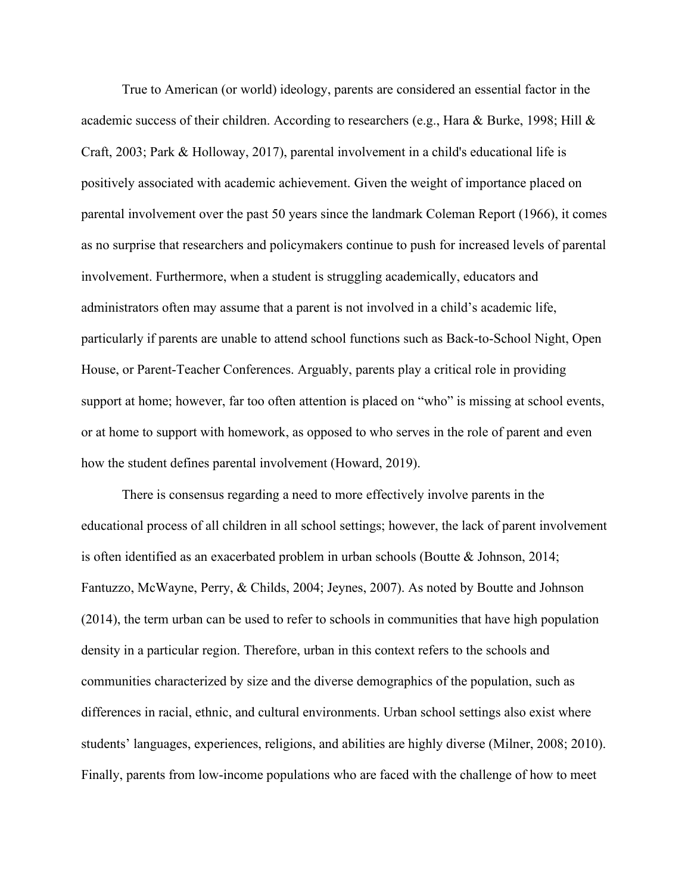True to American (or world) ideology, parents are considered an essential factor in the academic success of their children. According to researchers (e.g., Hara & Burke, 1998; Hill & Craft, 2003; Park & Holloway, 2017), parental involvement in a child's educational life is positively associated with academic achievement. Given the weight of importance placed on parental involvement over the past 50 years since the landmark Coleman Report (1966), it comes as no surprise that researchers and policymakers continue to push for increased levels of parental involvement. Furthermore, when a student is struggling academically, educators and administrators often may assume that a parent is not involved in a child's academic life, particularly if parents are unable to attend school functions such as Back-to-School Night, Open House, or Parent-Teacher Conferences. Arguably, parents play a critical role in providing support at home; however, far too often attention is placed on "who" is missing at school events, or at home to support with homework, as opposed to who serves in the role of parent and even how the student defines parental involvement (Howard, 2019).

There is consensus regarding a need to more effectively involve parents in the educational process of all children in all school settings; however, the lack of parent involvement is often identified as an exacerbated problem in urban schools (Boutte & Johnson, 2014; Fantuzzo, McWayne, Perry, & Childs, 2004; Jeynes, 2007). As noted by Boutte and Johnson (2014), the term urban can be used to refer to schools in communities that have high population density in a particular region. Therefore, urban in this context refers to the schools and communities characterized by size and the diverse demographics of the population, such as differences in racial, ethnic, and cultural environments. Urban school settings also exist where students' languages, experiences, religions, and abilities are highly diverse (Milner, 2008; 2010). Finally, parents from low-income populations who are faced with the challenge of how to meet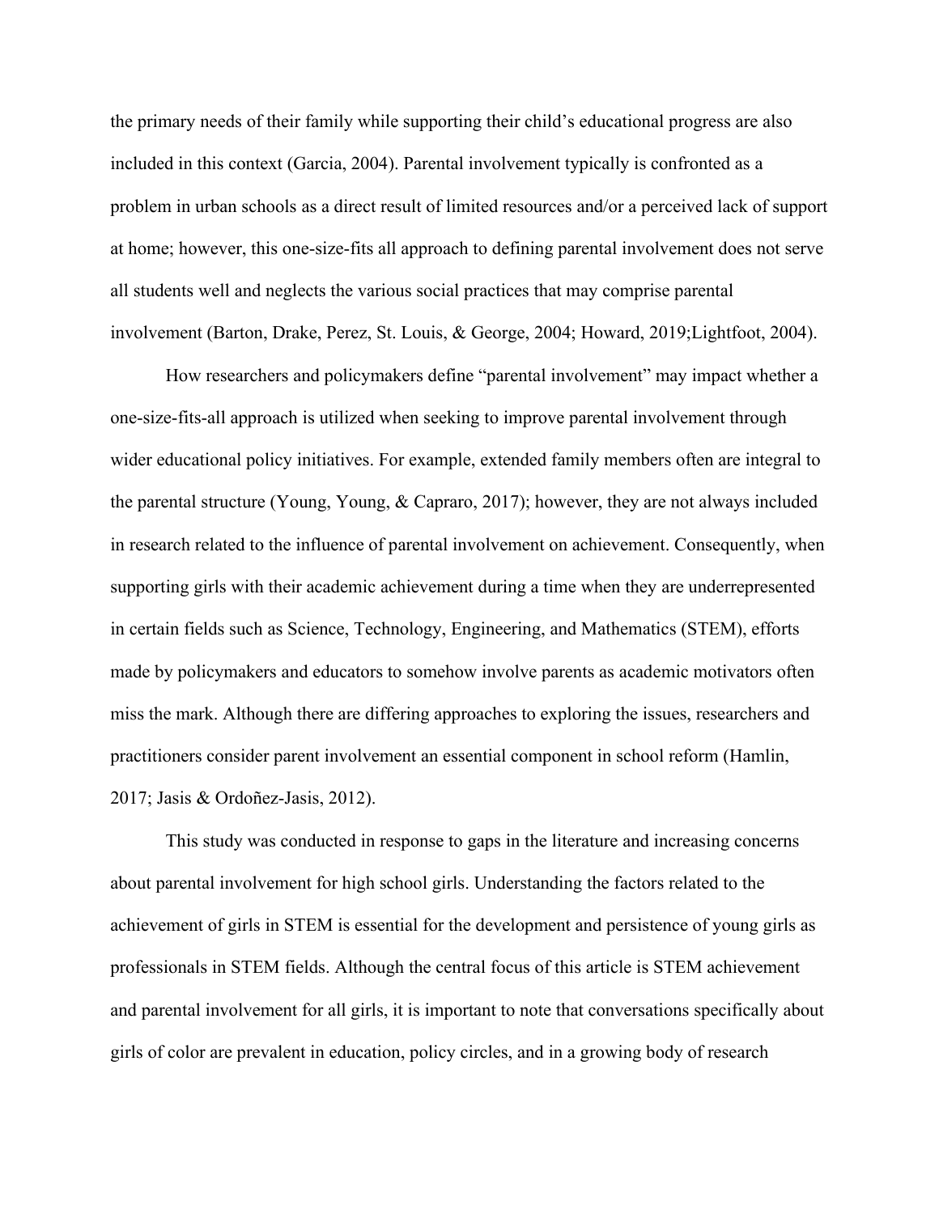the primary needs of their family while supporting their child's educational progress are also included in this context (Garcia, 2004). Parental involvement typically is confronted as a problem in urban schools as a direct result of limited resources and/or a perceived lack of support at home; however, this one-size-fits all approach to defining parental involvement does not serve all students well and neglects the various social practices that may comprise parental involvement (Barton, Drake, Perez, St. Louis, & George, 2004; Howard, 2019;Lightfoot, 2004).

How researchers and policymakers define "parental involvement" may impact whether a one-size-fits-all approach is utilized when seeking to improve parental involvement through wider educational policy initiatives. For example, extended family members often are integral to the parental structure (Young, Young, & Capraro, 2017); however, they are not always included in research related to the influence of parental involvement on achievement. Consequently, when supporting girls with their academic achievement during a time when they are underrepresented in certain fields such as Science, Technology, Engineering, and Mathematics (STEM), efforts made by policymakers and educators to somehow involve parents as academic motivators often miss the mark. Although there are differing approaches to exploring the issues, researchers and practitioners consider parent involvement an essential component in school reform (Hamlin, 2017; Jasis & Ordoñez-Jasis, 2012).

This study was conducted in response to gaps in the literature and increasing concerns about parental involvement for high school girls. Understanding the factors related to the achievement of girls in STEM is essential for the development and persistence of young girls as professionals in STEM fields. Although the central focus of this article is STEM achievement and parental involvement for all girls, it is important to note that conversations specifically about girls of color are prevalent in education, policy circles, and in a growing body of research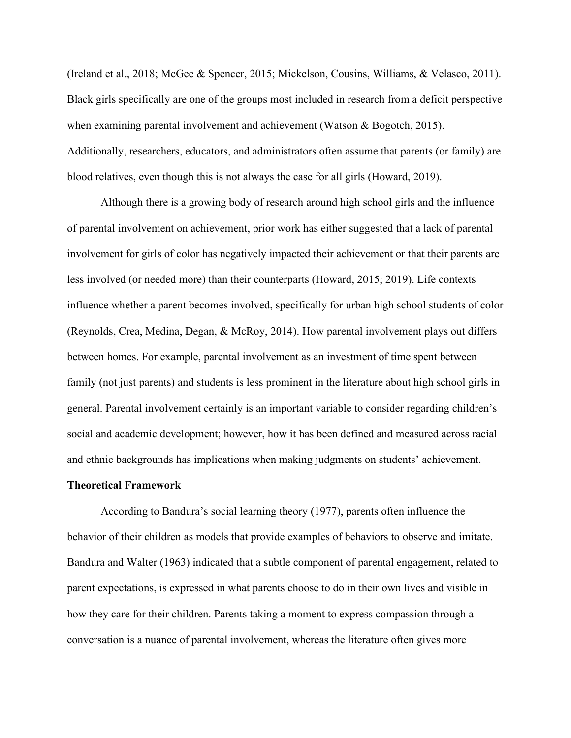(Ireland et al., 2018; McGee & Spencer, 2015; Mickelson, Cousins, Williams, & Velasco, 2011). Black girls specifically are one of the groups most included in research from a deficit perspective when examining parental involvement and achievement (Watson & Bogotch, 2015). Additionally, researchers, educators, and administrators often assume that parents (or family) are blood relatives, even though this is not always the case for all girls (Howard, 2019).

Although there is a growing body of research around high school girls and the influence of parental involvement on achievement, prior work has either suggested that a lack of parental involvement for girls of color has negatively impacted their achievement or that their parents are less involved (or needed more) than their counterparts (Howard, 2015; 2019). Life contexts influence whether a parent becomes involved, specifically for urban high school students of color (Reynolds, Crea, Medina, Degan, & McRoy, 2014). How parental involvement plays out differs between homes. For example, parental involvement as an investment of time spent between family (not just parents) and students is less prominent in the literature about high school girls in general. Parental involvement certainly is an important variable to consider regarding children's social and academic development; however, how it has been defined and measured across racial and ethnic backgrounds has implications when making judgments on students' achievement.

**Theoretical Framework**

According to Bandura's social learning theory (1977), parents often influence the behavior of their children as models that provide examples of behaviors to observe and imitate. Bandura and Walter (1963) indicated that a subtle component of parental engagement, related to parent expectations, is expressed in what parents choose to do in their own lives and visible in how they care for their children. Parents taking a moment to express compassion through a conversation is a nuance of parental involvement, whereas the literature often gives more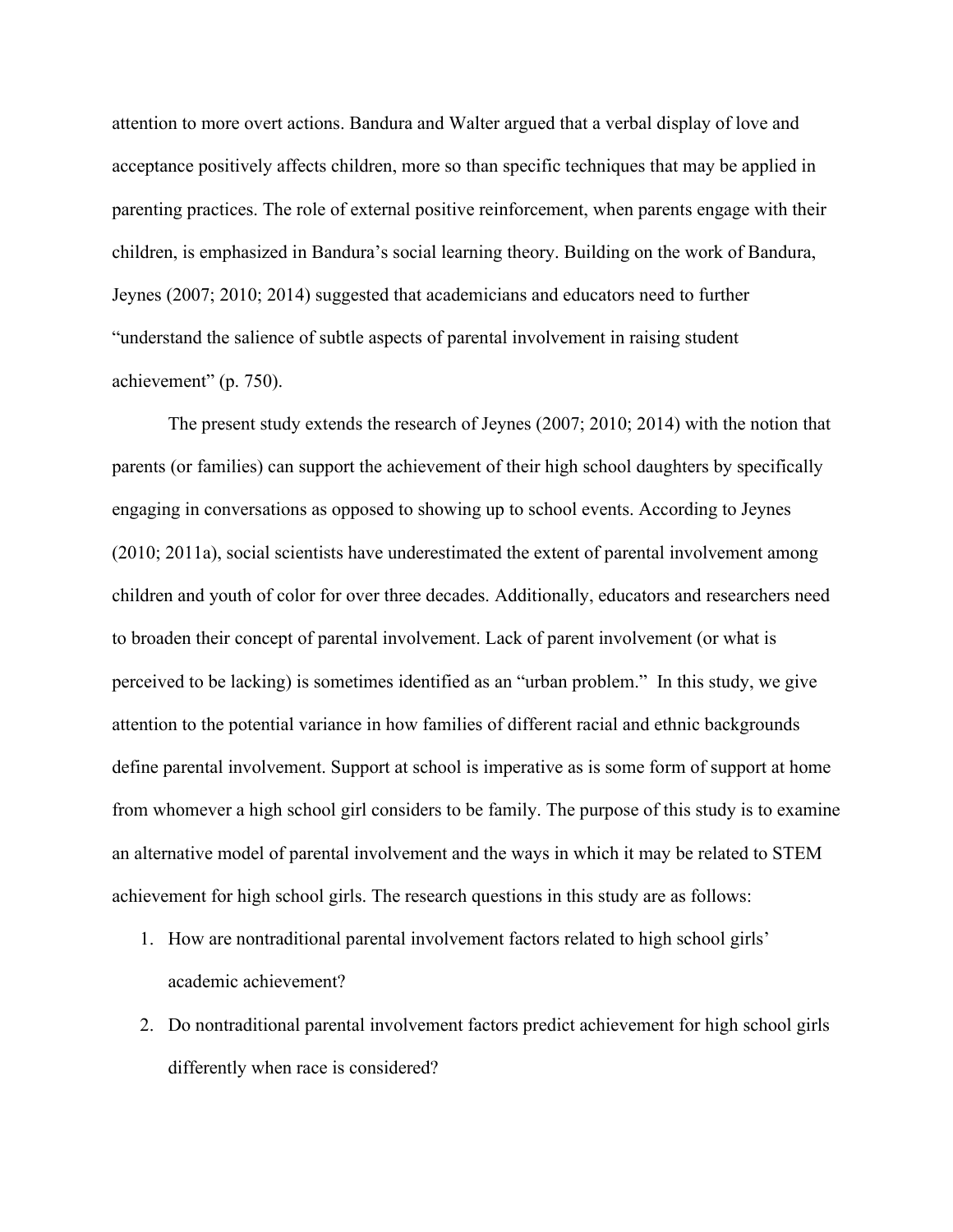attention to more overt actions. Bandura and Walter argued that a verbal display of love and acceptance positively affects children, more so than specific techniques that may be applied in parenting practices. The role of external positive reinforcement, when parents engage with their children, is emphasized in Bandura's social learning theory. Building on the work of Bandura, Jeynes (2007; 2010; 2014) suggested that academicians and educators need to further "understand the salience of subtle aspects of parental involvement in raising student achievement" (p. 750).

The present study extends the research of Jeynes (2007; 2010; 2014) with the notion that parents (or families) can support the achievement of their high school daughters by specifically engaging in conversations as opposed to showing up to school events. According to Jeynes (2010; 2011a), social scientists have underestimated the extent of parental involvement among children and youth of color for over three decades. Additionally, educators and researchers need to broaden their concept of parental involvement. Lack of parent involvement (or what is perceived to be lacking) is sometimes identified as an "urban problem." In this study, we give attention to the potential variance in how families of different racial and ethnic backgrounds define parental involvement. Support at school is imperative as is some form of support at home from whomever a high school girl considers to be family. The purpose of this study is to examine an alternative model of parental involvement and the ways in which it may be related to STEM achievement for high school girls. The research questions in this study are as follows:

1. How are nontraditional parental involvement factors related to high school girls' academic achievement?
2. Do nontraditional parental involvement factors predict achievement for high school girls differently when race is considered?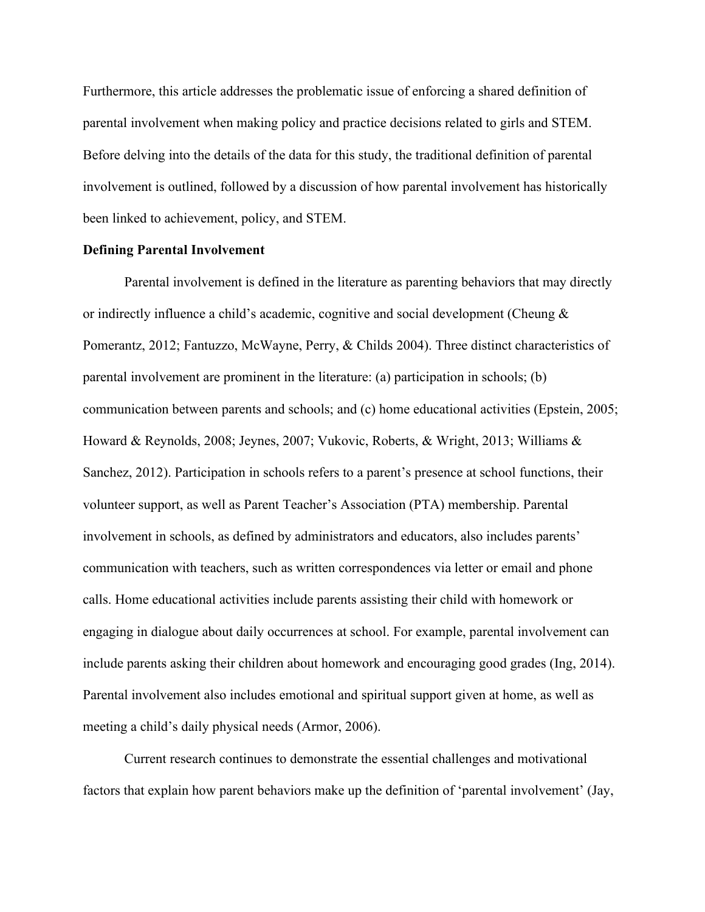Furthermore, this article addresses the problematic issue of enforcing a shared definition of parental involvement when making policy and practice decisions related to girls and STEM. Before delving into the details of the data for this study, the traditional definition of parental involvement is outlined, followed by a discussion of how parental involvement has historically been linked to achievement, policy, and STEM.

**Defining Parental Involvement**

Parental involvement is defined in the literature as parenting behaviors that may directly or indirectly influence a child's academic, cognitive and social development (Cheung & Pomerantz, 2012; Fantuzzo, McWayne, Perry, & Childs 2004). Three distinct characteristics of parental involvement are prominent in the literature: (a) participation in schools; (b) communication between parents and schools; and (c) home educational activities (Epstein, 2005; Howard & Reynolds, 2008; Jeynes, 2007; Vukovic, Roberts, & Wright, 2013; Williams & Sanchez, 2012). Participation in schools refers to a parent's presence at school functions, their volunteer support, as well as Parent Teacher's Association (PTA) membership. Parental involvement in schools, as defined by administrators and educators, also includes parents' communication with teachers, such as written correspondences via letter or email and phone calls. Home educational activities include parents assisting their child with homework or engaging in dialogue about daily occurrences at school. For example, parental involvement can include parents asking their children about homework and encouraging good grades (Ing, 2014). Parental involvement also includes emotional and spiritual support given at home, as well as meeting a child's daily physical needs (Armor, 2006).

Current research continues to demonstrate the essential challenges and motivational factors that explain how parent behaviors make up the definition of 'parental involvement' (Jay,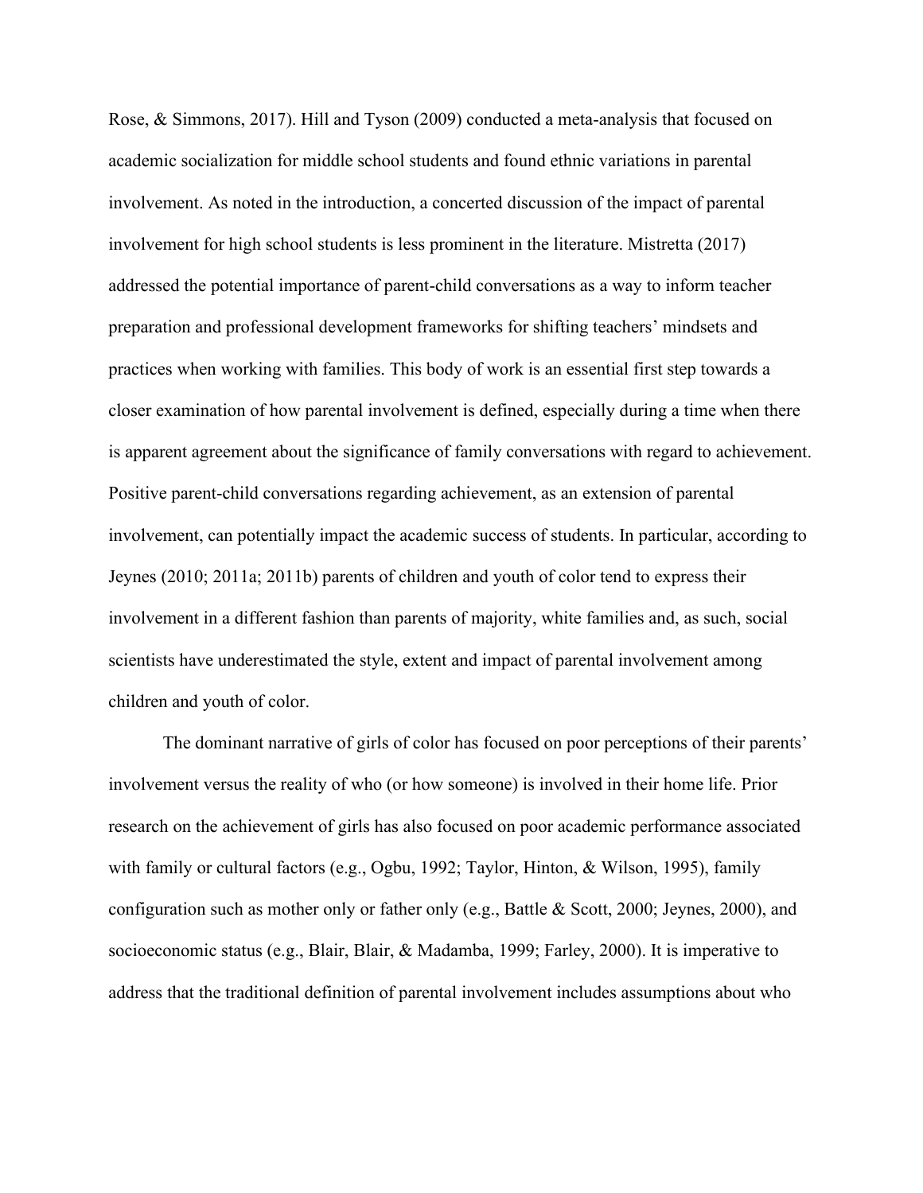Rose, & Simmons, 2017). Hill and Tyson (2009) conducted a meta-analysis that focused on academic socialization for middle school students and found ethnic variations in parental involvement. As noted in the introduction, a concerted discussion of the impact of parental involvement for high school students is less prominent in the literature. Mistretta (2017) addressed the potential importance of parent-child conversations as a way to inform teacher preparation and professional development frameworks for shifting teachers' mindsets and practices when working with families. This body of work is an essential first step towards a closer examination of how parental involvement is defined, especially during a time when there is apparent agreement about the significance of family conversations with regard to achievement. Positive parent-child conversations regarding achievement, as an extension of parental involvement, can potentially impact the academic success of students. In particular, according to Jeynes (2010; 2011a; 2011b) parents of children and youth of color tend to express their involvement in a different fashion than parents of majority, white families and, as such, social scientists have underestimated the style, extent and impact of parental involvement among children and youth of color.

The dominant narrative of girls of color has focused on poor perceptions of their parents' involvement versus the reality of who (or how someone) is involved in their home life. Prior research on the achievement of girls has also focused on poor academic performance associated with family or cultural factors (e.g., Ogbu, 1992; Taylor, Hinton, & Wilson, 1995), family configuration such as mother only or father only (e.g., Battle & Scott, 2000; Jeynes, 2000), and socioeconomic status (e.g., Blair, Blair, & Madamba, 1999; Farley, 2000). It is imperative to address that the traditional definition of parental involvement includes assumptions about who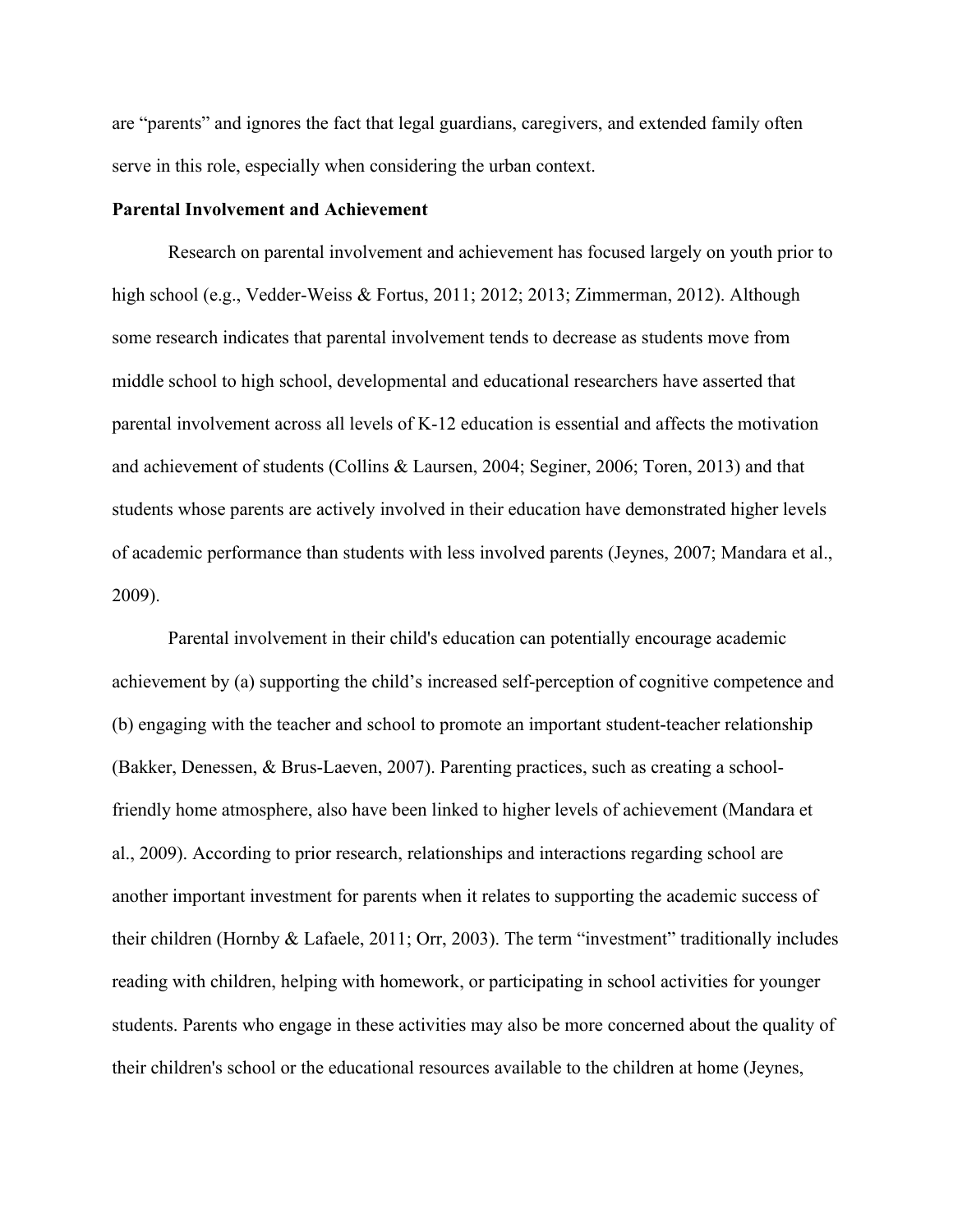are "parents" and ignores the fact that legal guardians, caregivers, and extended family often serve in this role, especially when considering the urban context.

**Parental Involvement and Achievement**

Research on parental involvement and achievement has focused largely on youth prior to high school (e.g., Vedder-Weiss & Fortus, 2011; 2012; 2013; Zimmerman, 2012). Although some research indicates that parental involvement tends to decrease as students move from middle school to high school, developmental and educational researchers have asserted that parental involvement across all levels of K-12 education is essential and affects the motivation and achievement of students (Collins & Laursen, 2004; Seginer, 2006; Toren, 2013) and that students whose parents are actively involved in their education have demonstrated higher levels of academic performance than students with less involved parents (Jeynes, 2007; Mandara et al., 2009).

Parental involvement in their child's education can potentially encourage academic achievement by (a) supporting the child's increased self-perception of cognitive competence and (b) engaging with the teacher and school to promote an important student-teacher relationship (Bakker, Denessen, & Brus-Laeven, 2007). Parenting practices, such as creating a school-friendly home atmosphere, also have been linked to higher levels of achievement (Mandara et al., 2009). According to prior research, relationships and interactions regarding school are another important investment for parents when it relates to supporting the academic success of their children (Hornby & Lafaele, 2011; Orr, 2003). The term "investment" traditionally includes reading with children, helping with homework, or participating in school activities for younger students. Parents who engage in these activities may also be more concerned about the quality of their children's school or the educational resources available to the children at home (Jeynes,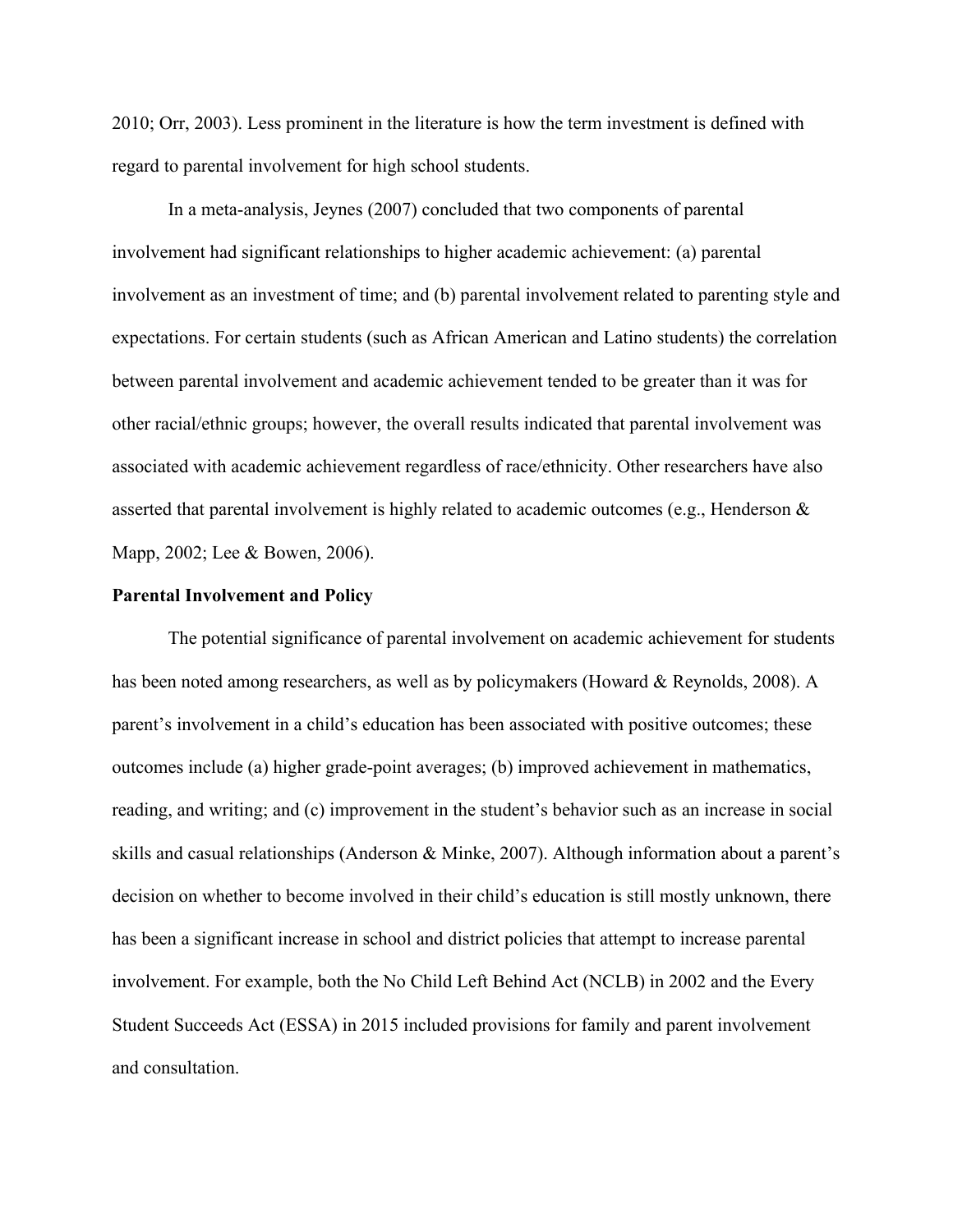2010; Orr, 2003). Less prominent in the literature is how the term investment is defined with regard to parental involvement for high school students.

In a meta-analysis, Jeynes (2007) concluded that two components of parental involvement had significant relationships to higher academic achievement: (a) parental involvement as an investment of time; and (b) parental involvement related to parenting style and expectations. For certain students (such as African American and Latino students) the correlation between parental involvement and academic achievement tended to be greater than it was for other racial/ethnic groups; however, the overall results indicated that parental involvement was associated with academic achievement regardless of race/ethnicity. Other researchers have also asserted that parental involvement is highly related to academic outcomes (e.g., Henderson & Mapp, 2002; Lee & Bowen, 2006).

**Parental Involvement and Policy**

The potential significance of parental involvement on academic achievement for students has been noted among researchers, as well as by policymakers (Howard & Reynolds, 2008). A parent's involvement in a child's education has been associated with positive outcomes; these outcomes include (a) higher grade-point averages; (b) improved achievement in mathematics, reading, and writing; and (c) improvement in the student's behavior such as an increase in social skills and casual relationships (Anderson & Minke, 2007). Although information about a parent's decision on whether to become involved in their child's education is still mostly unknown, there has been a significant increase in school and district policies that attempt to increase parental involvement. For example, both the No Child Left Behind Act (NCLB) in 2002 and the Every Student Succeeds Act (ESSA) in 2015 included provisions for family and parent involvement and consultation.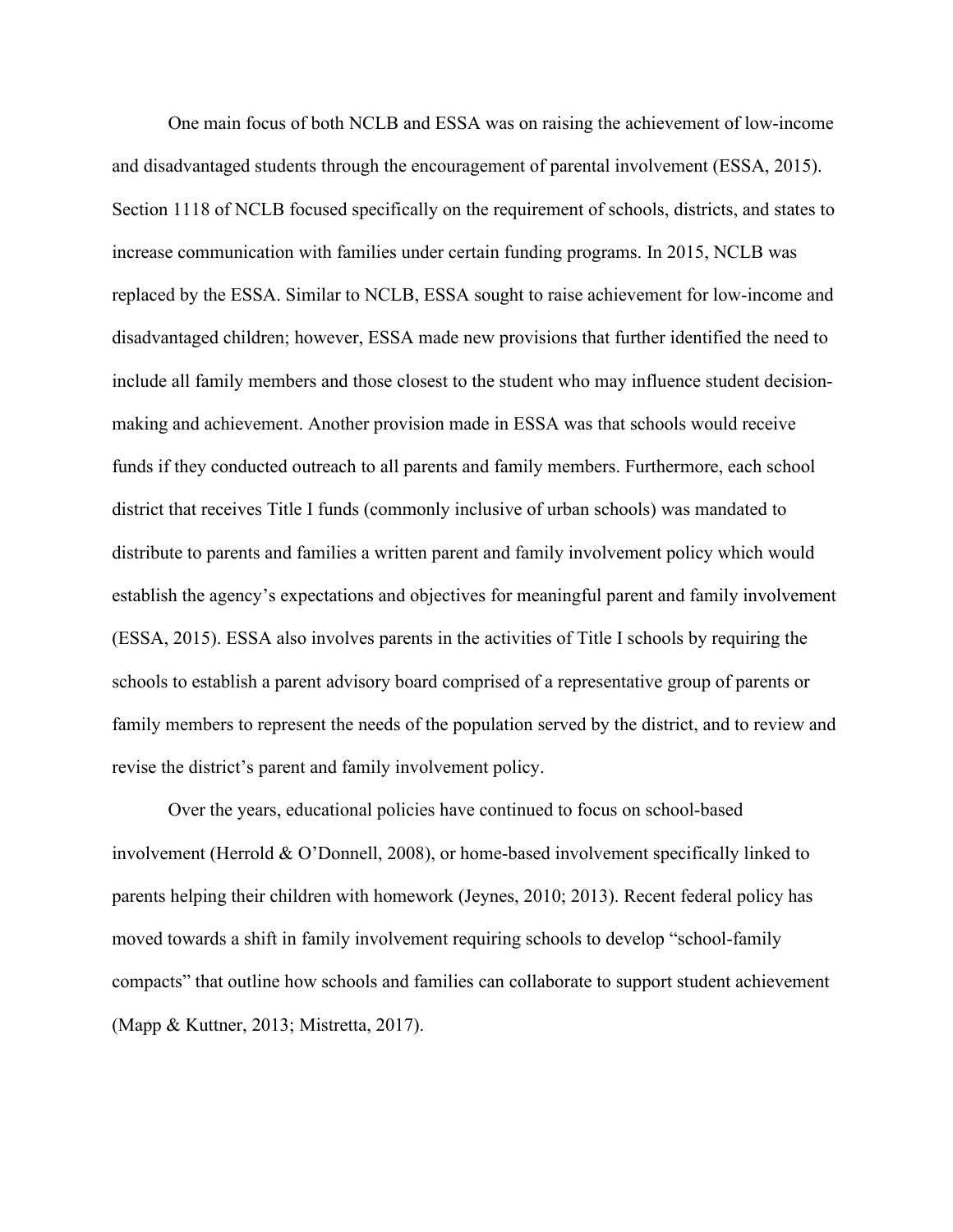One main focus of both NCLB and ESSA was on raising the achievement of low-income and disadvantaged students through the encouragement of parental involvement (ESSA, 2015). Section 1118 of NCLB focused specifically on the requirement of schools, districts, and states to increase communication with families under certain funding programs. In 2015, NCLB was replaced by the ESSA. Similar to NCLB, ESSA sought to raise achievement for low-income and disadvantaged children; however, ESSA made new provisions that further identified the need to include all family members and those closest to the student who may influence student decision-making and achievement. Another provision made in ESSA was that schools would receive funds if they conducted outreach to all parents and family members. Furthermore, each school district that receives Title I funds (commonly inclusive of urban schools) was mandated to distribute to parents and families a written parent and family involvement policy which would establish the agency's expectations and objectives for meaningful parent and family involvement (ESSA, 2015). ESSA also involves parents in the activities of Title I schools by requiring the schools to establish a parent advisory board comprised of a representative group of parents or family members to represent the needs of the population served by the district, and to review and revise the district's parent and family involvement policy.

Over the years, educational policies have continued to focus on school-based involvement (Herrold & O'Donnell, 2008), or home-based involvement specifically linked to parents helping their children with homework (Jeynes, 2010; 2013). Recent federal policy has moved towards a shift in family involvement requiring schools to develop "school-family compacts" that outline how schools and families can collaborate to support student achievement (Mapp & Kuttner, 2013; Mistretta, 2017).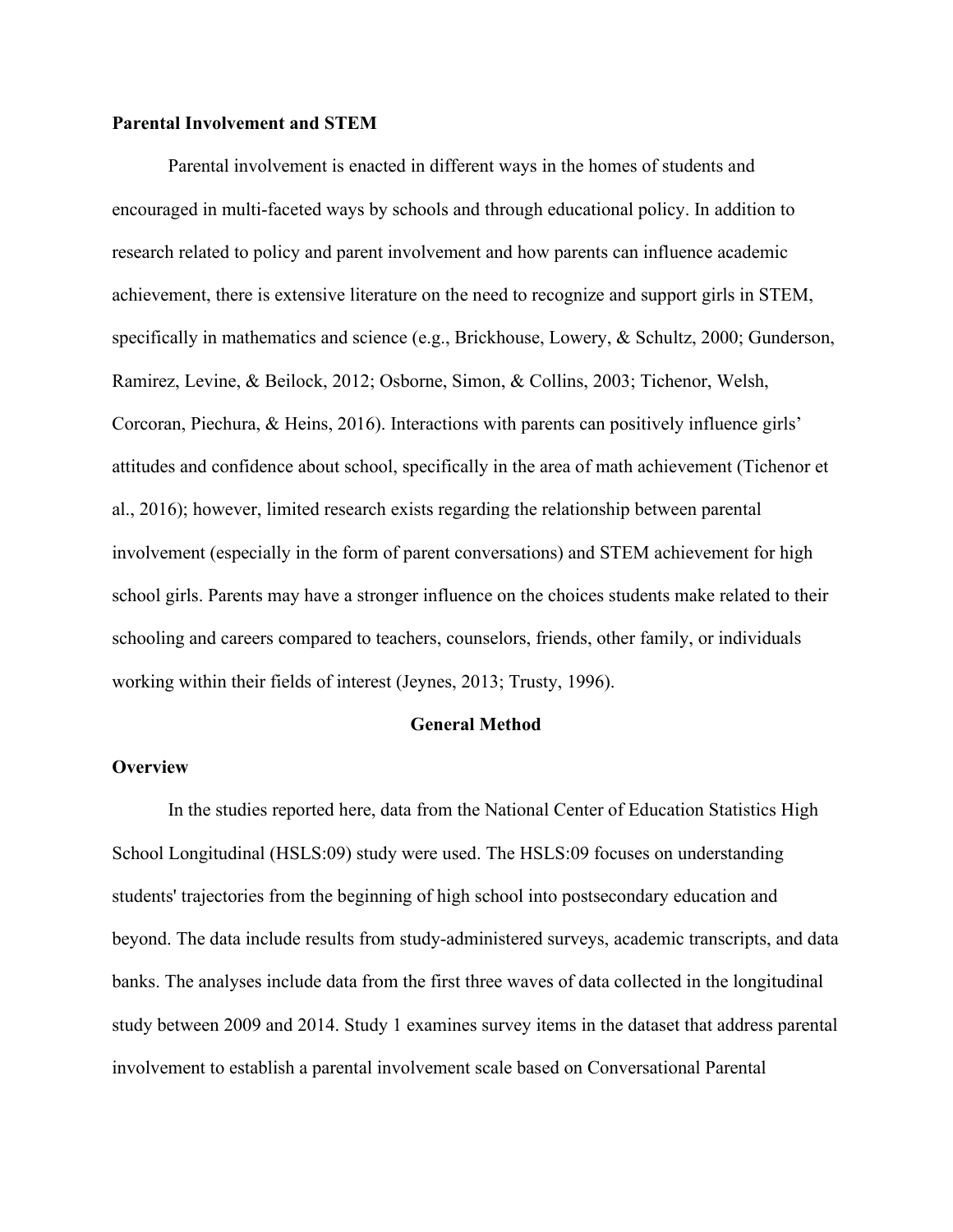**Parental Involvement and STEM**

Parental involvement is enacted in different ways in the homes of students and encouraged in multi-faceted ways by schools and through educational policy. In addition to research related to policy and parent involvement and how parents can influence academic achievement, there is extensive literature on the need to recognize and support girls in STEM, specifically in mathematics and science (e.g., Brickhouse, Lowery, & Schultz, 2000; Gunderson, Ramirez, Levine, & Beilock, 2012; Osborne, Simon, & Collins, 2003; Tichenor, Welsh, Corcoran, Piechura, & Heins, 2016). Interactions with parents can positively influence girls' attitudes and confidence about school, specifically in the area of math achievement (Tichenor et al., 2016); however, limited research exists regarding the relationship between parental involvement (especially in the form of parent conversations) and STEM achievement for high school girls. Parents may have a stronger influence on the choices students make related to their schooling and careers compared to teachers, counselors, friends, other family, or individuals working within their fields of interest (Jeynes, 2013; Trusty, 1996).

## General Method

**Overview**

In the studies reported here, data from the National Center of Education Statistics High School Longitudinal (HSLS:09) study were used. The HSLS:09 focuses on understanding students' trajectories from the beginning of high school into postsecondary education and beyond. The data include results from study-administered surveys, academic transcripts, and data banks. The analyses include data from the first three waves of data collected in the longitudinal study between 2009 and 2014. Study 1 examines survey items in the dataset that address parental involvement to establish a parental involvement scale based on Conversational Parental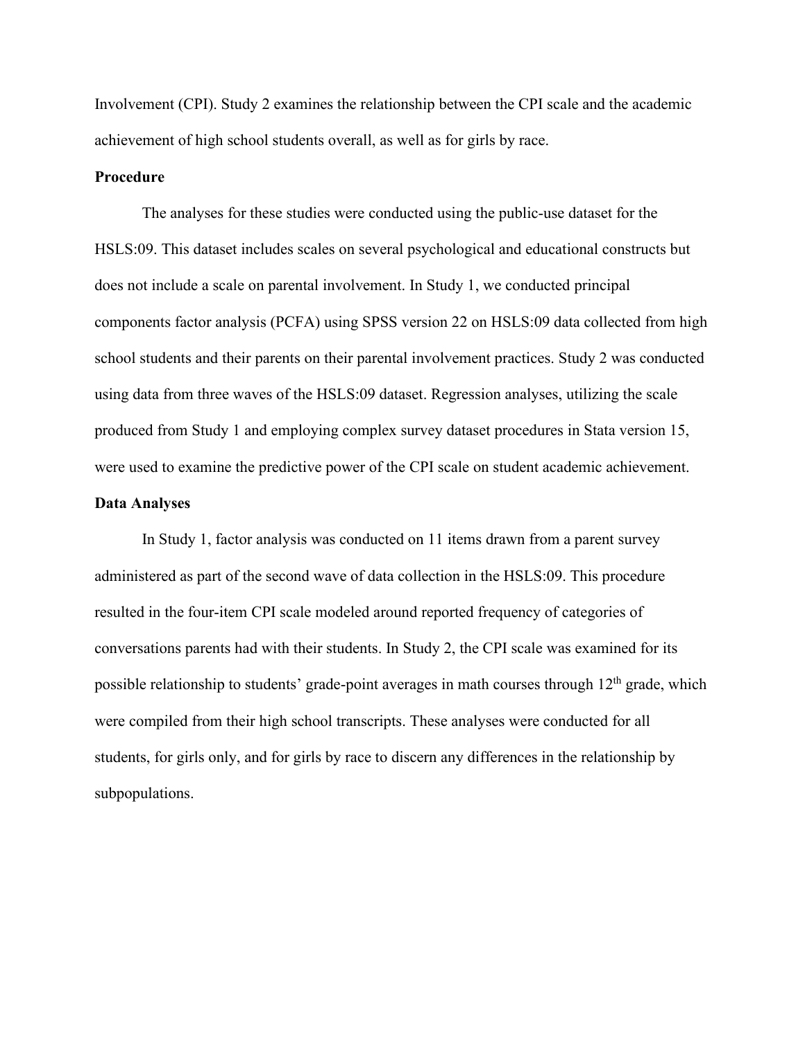Involvement (CPI). Study 2 examines the relationship between the CPI scale and the academic achievement of high school students overall, as well as for girls by race.

**Procedure**

The analyses for these studies were conducted using the public-use dataset for the HSLS:09. This dataset includes scales on several psychological and educational constructs but does not include a scale on parental involvement. In Study 1, we conducted principal components factor analysis (PCFA) using SPSS version 22 on HSLS:09 data collected from high school students and their parents on their parental involvement practices. Study 2 was conducted using data from three waves of the HSLS:09 dataset. Regression analyses, utilizing the scale produced from Study 1 and employing complex survey dataset procedures in Stata version 15, were used to examine the predictive power of the CPI scale on student academic achievement.

**Data Analyses**

In Study 1, factor analysis was conducted on 11 items drawn from a parent survey administered as part of the second wave of data collection in the HSLS:09. This procedure resulted in the four-item CPI scale modeled around reported frequency of categories of conversations parents had with their students. In Study 2, the CPI scale was examined for its possible relationship to students' grade-point averages in math courses through 12th grade, which were compiled from their high school transcripts. These analyses were conducted for all students, for girls only, and for girls by race to discern any differences in the relationship by subpopulations.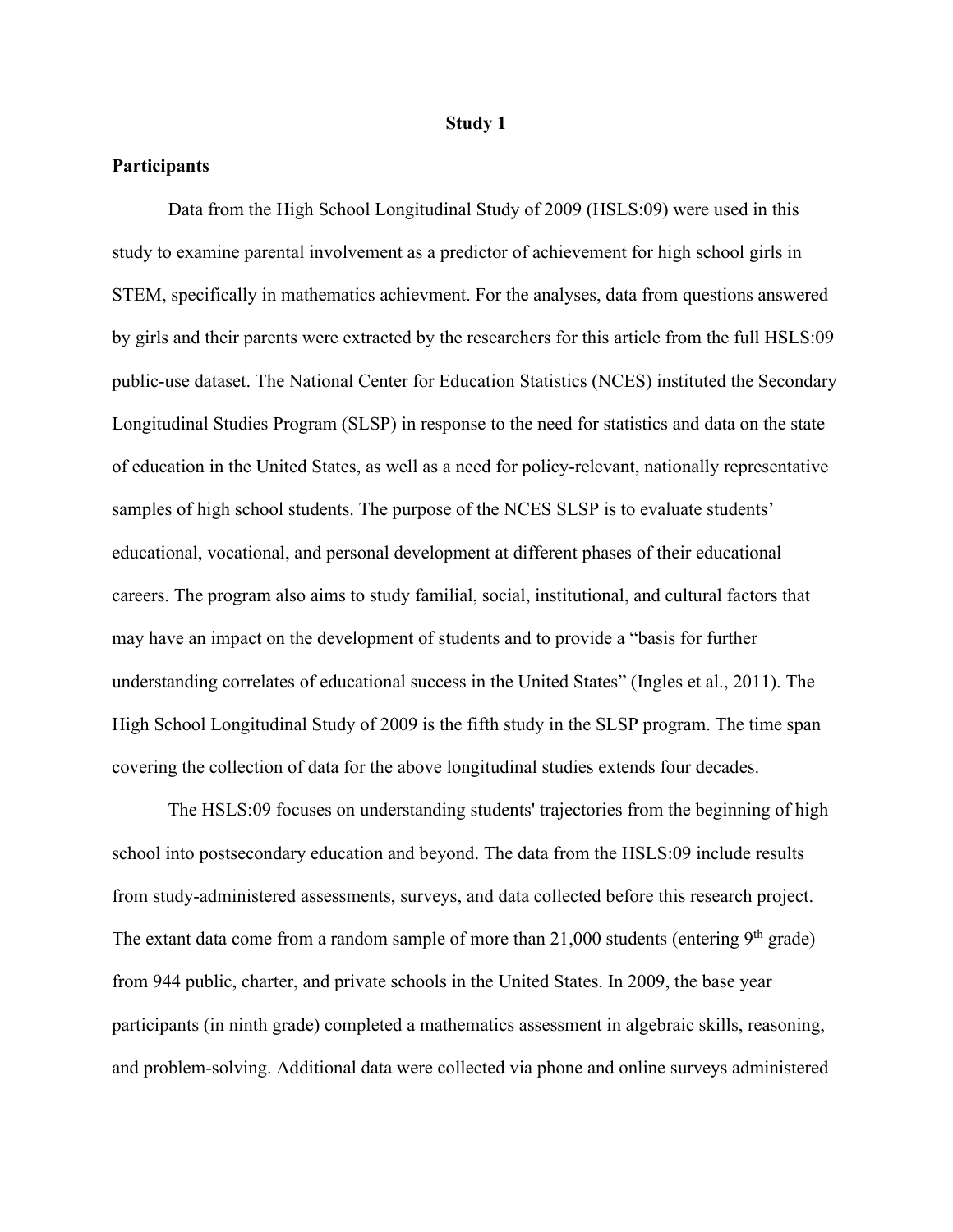## Study 1

### Participants

Data from the High School Longitudinal Study of 2009 (HSLS:09) were used in this study to examine parental involvement as a predictor of achievement for high school girls in STEM, specifically in mathematics achievment. For the analyses, data from questions answered by girls and their parents were extracted by the researchers for this article from the full HSLS:09 public-use dataset. The National Center for Education Statistics (NCES) instituted the Secondary Longitudinal Studies Program (SLSP) in response to the need for statistics and data on the state of education in the United States, as well as a need for policy-relevant, nationally representative samples of high school students. The purpose of the NCES SLSP is to evaluate students' educational, vocational, and personal development at different phases of their educational careers. The program also aims to study familial, social, institutional, and cultural factors that may have an impact on the development of students and to provide a "basis for further understanding correlates of educational success in the United States" (Ingles et al., 2011). The High School Longitudinal Study of 2009 is the fifth study in the SLSP program. The time span covering the collection of data for the above longitudinal studies extends four decades.

The HSLS:09 focuses on understanding students' trajectories from the beginning of high school into postsecondary education and beyond. The data from the HSLS:09 include results from study-administered assessments, surveys, and data collected before this research project. The extant data come from a random sample of more than 21,000 students (entering 9th grade) from 944 public, charter, and private schools in the United States. In 2009, the base year participants (in ninth grade) completed a mathematics assessment in algebraic skills, reasoning, and problem-solving. Additional data were collected via phone and online surveys administered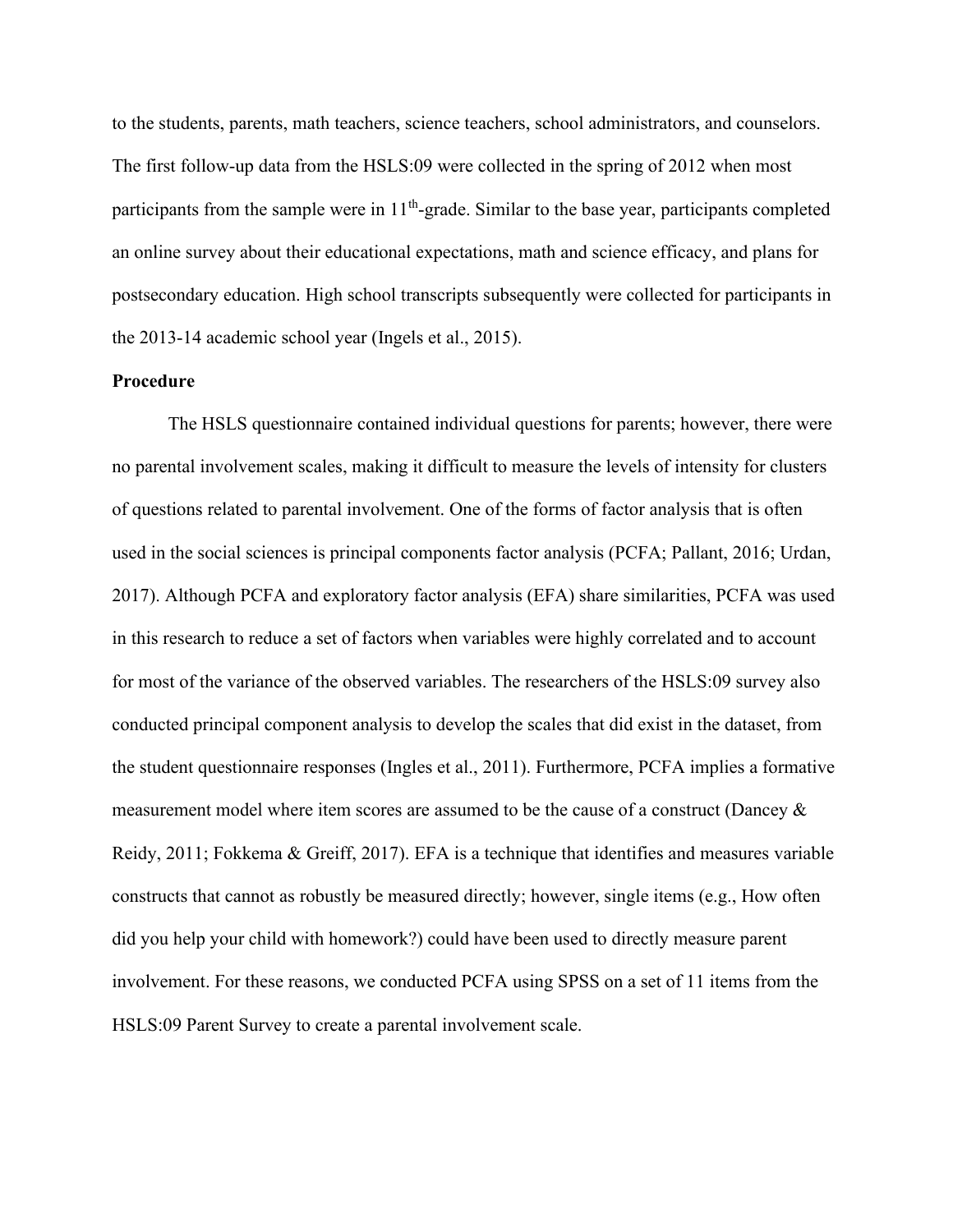to the students, parents, math teachers, science teachers, school administrators, and counselors. The first follow-up data from the HSLS:09 were collected in the spring of 2012 when most participants from the sample were in 11th-grade. Similar to the base year, participants completed an online survey about their educational expectations, math and science efficacy, and plans for postsecondary education. High school transcripts subsequently were collected for participants in the 2013-14 academic school year (Ingels et al., 2015).

**Procedure**

The HSLS questionnaire contained individual questions for parents; however, there were no parental involvement scales, making it difficult to measure the levels of intensity for clusters of questions related to parental involvement. One of the forms of factor analysis that is often used in the social sciences is principal components factor analysis (PCFA; Pallant, 2016; Urdan, 2017). Although PCFA and exploratory factor analysis (EFA) share similarities, PCFA was used in this research to reduce a set of factors when variables were highly correlated and to account for most of the variance of the observed variables. The researchers of the HSLS:09 survey also conducted principal component analysis to develop the scales that did exist in the dataset, from the student questionnaire responses (Ingles et al., 2011). Furthermore, PCFA implies a formative measurement model where item scores are assumed to be the cause of a construct (Dancey & Reidy, 2011; Fokkema & Greiff, 2017). EFA is a technique that identifies and measures variable constructs that cannot as robustly be measured directly; however, single items (e.g., How often did you help your child with homework?) could have been used to directly measure parent involvement. For these reasons, we conducted PCFA using SPSS on a set of 11 items from the HSLS:09 Parent Survey to create a parental involvement scale.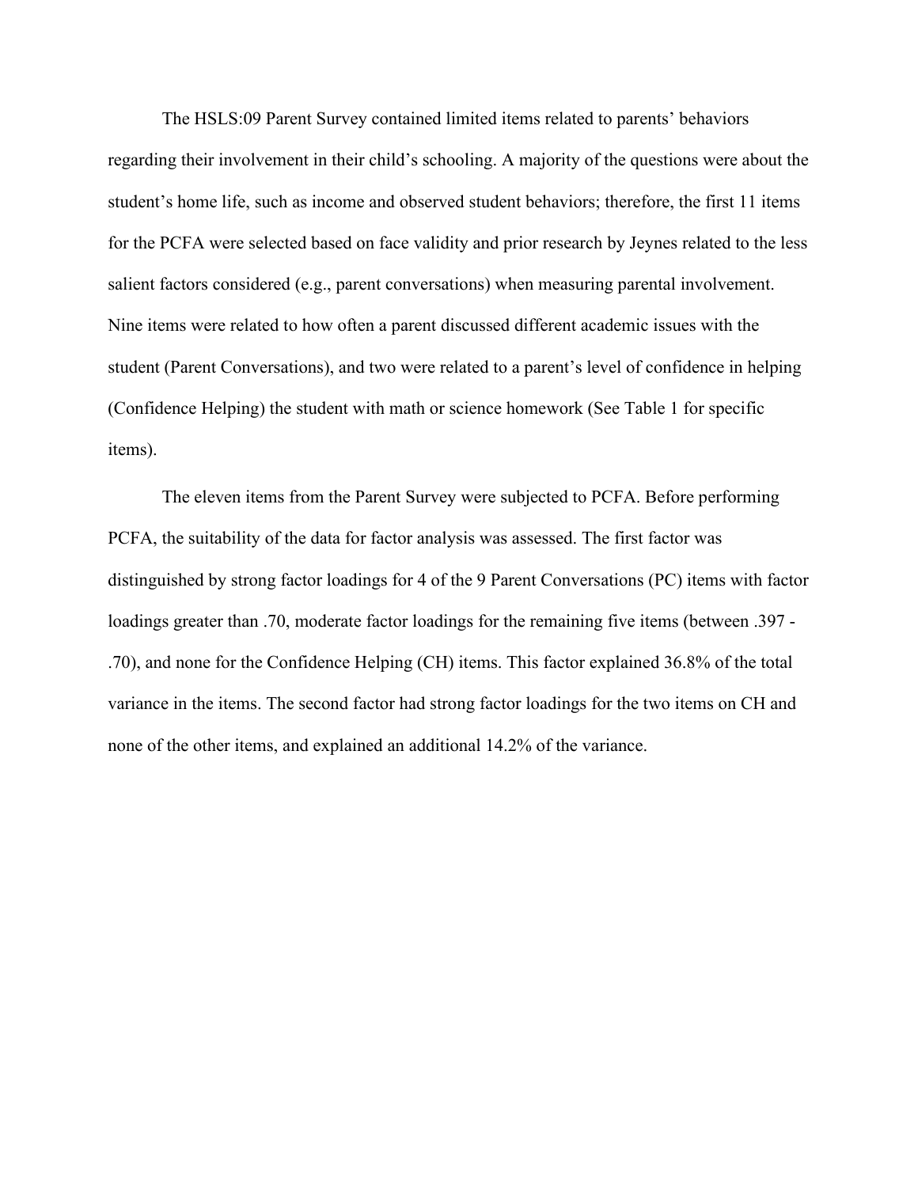The HSLS:09 Parent Survey contained limited items related to parents' behaviors regarding their involvement in their child's schooling. A majority of the questions were about the student's home life, such as income and observed student behaviors; therefore, the first 11 items for the PCFA were selected based on face validity and prior research by Jeynes related to the less salient factors considered (e.g., parent conversations) when measuring parental involvement. Nine items were related to how often a parent discussed different academic issues with the student (Parent Conversations), and two were related to a parent's level of confidence in helping (Confidence Helping) the student with math or science homework (See Table 1 for specific items).

The eleven items from the Parent Survey were subjected to PCFA. Before performing PCFA, the suitability of the data for factor analysis was assessed. The first factor was distinguished by strong factor loadings for 4 of the 9 Parent Conversations (PC) items with factor loadings greater than .70, moderate factor loadings for the remaining five items (between .397 - .70), and none for the Confidence Helping (CH) items. This factor explained 36.8% of the total variance in the items. The second factor had strong factor loadings for the two items on CH and none of the other items, and explained an additional 14.2% of the variance.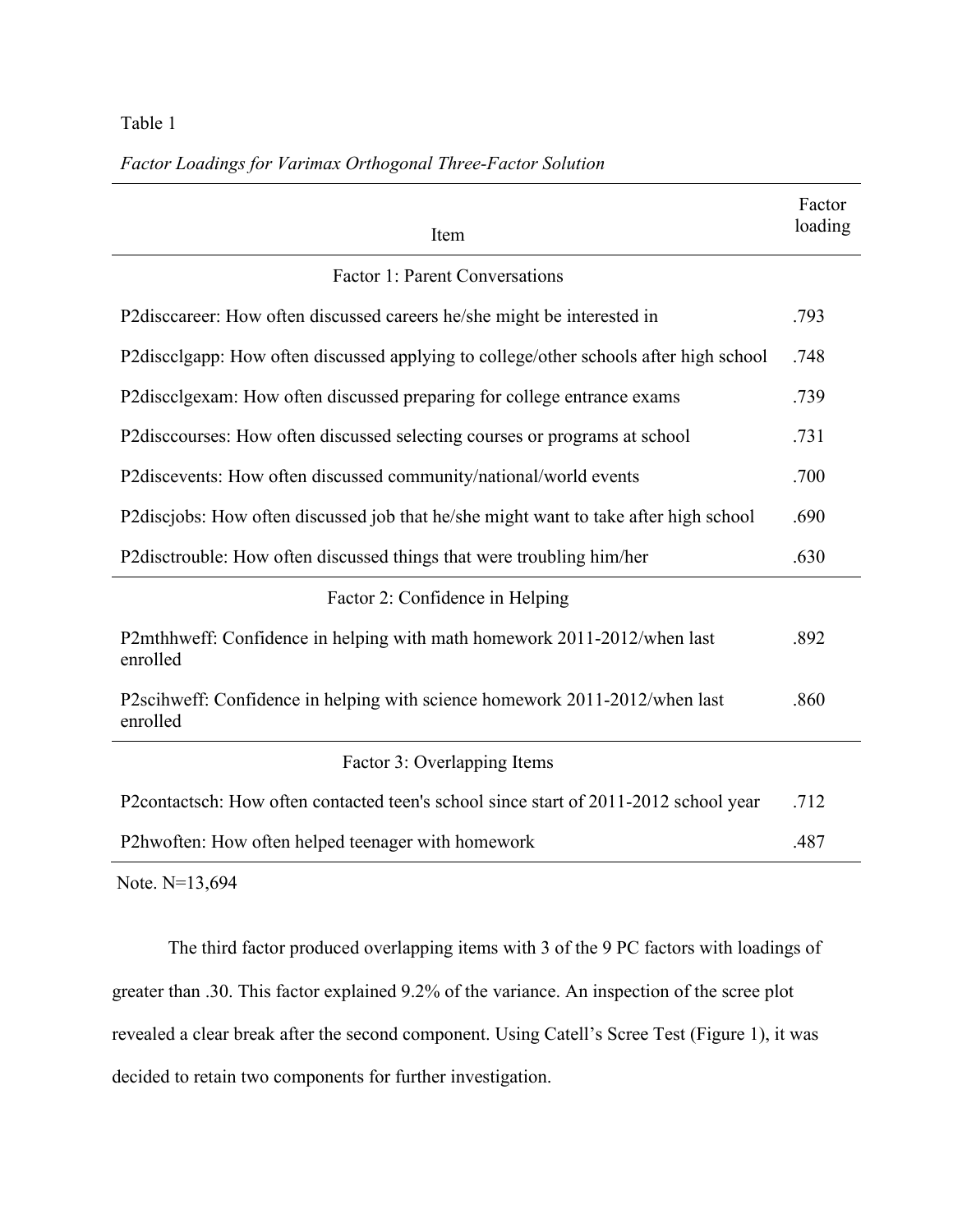Table 1

*Factor Loadings for Varimax Orthogonal Three-Factor Solution*

| Item | Factor loading |
|---|---|
| Factor 1: Parent Conversations | |
| P2disccareer: How often discussed careers he/she might be interested in | .793 |
| P2discclgapp: How often discussed applying to college/other schools after high school | .748 |
| P2discclgexam: How often discussed preparing for college entrance exams | .739 |
| P2disccourses: How often discussed selecting courses or programs at school | .731 |
| P2discevents: How often discussed community/national/world events | .700 |
| P2discjobs: How often discussed job that he/she might want to take after high school | .690 |
| P2disctrouble: How often discussed things that were troubling him/her | .630 |
| Factor 2: Confidence in Helping | |
| P2mthhweff: Confidence in helping with math homework 2011-2012/when last enrolled | .892 |
| P2scihweff: Confidence in helping with science homework 2011-2012/when last enrolled | .860 |
| Factor 3: Overlapping Items | |
| P2contactsch: How often contacted teen's school since start of 2011-2012 school year | .712 |
| P2hwoften: How often helped teenager with homework | .487 |

Note. N=13,694

The third factor produced overlapping items with 3 of the 9 PC factors with loadings of greater than .30. This factor explained 9.2% of the variance. An inspection of the scree plot revealed a clear break after the second component. Using Catell's Scree Test (Figure 1), it was decided to retain two components for further investigation.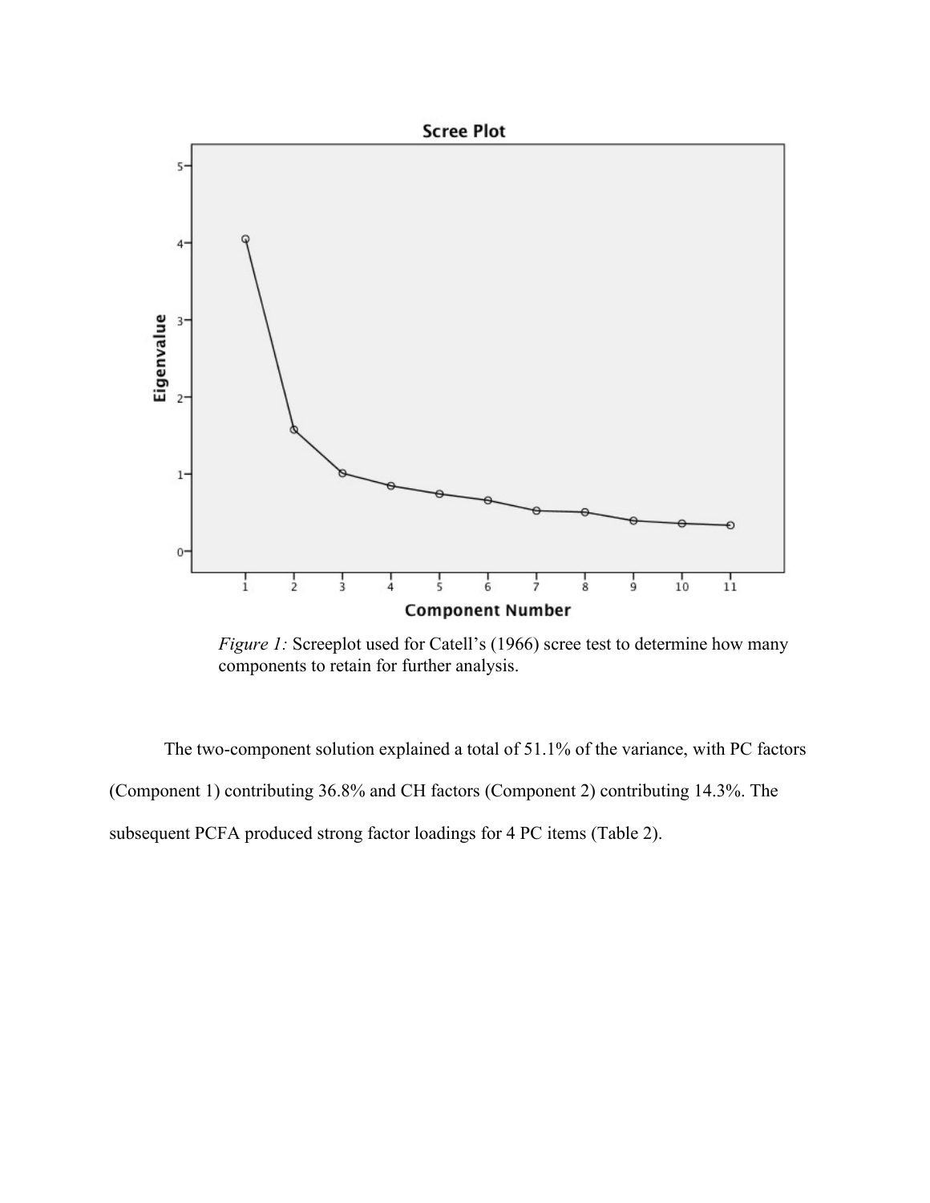*Figure 1:* Screeplot used for Catell's (1966) scree test to determine how many components to retain for further analysis.

The two-component solution explained a total of 51.1% of the variance, with PC factors (Component 1) contributing 36.8% and CH factors (Component 2) contributing 14.3%. The subsequent PCFA produced strong factor loadings for 4 PC items (Table 2).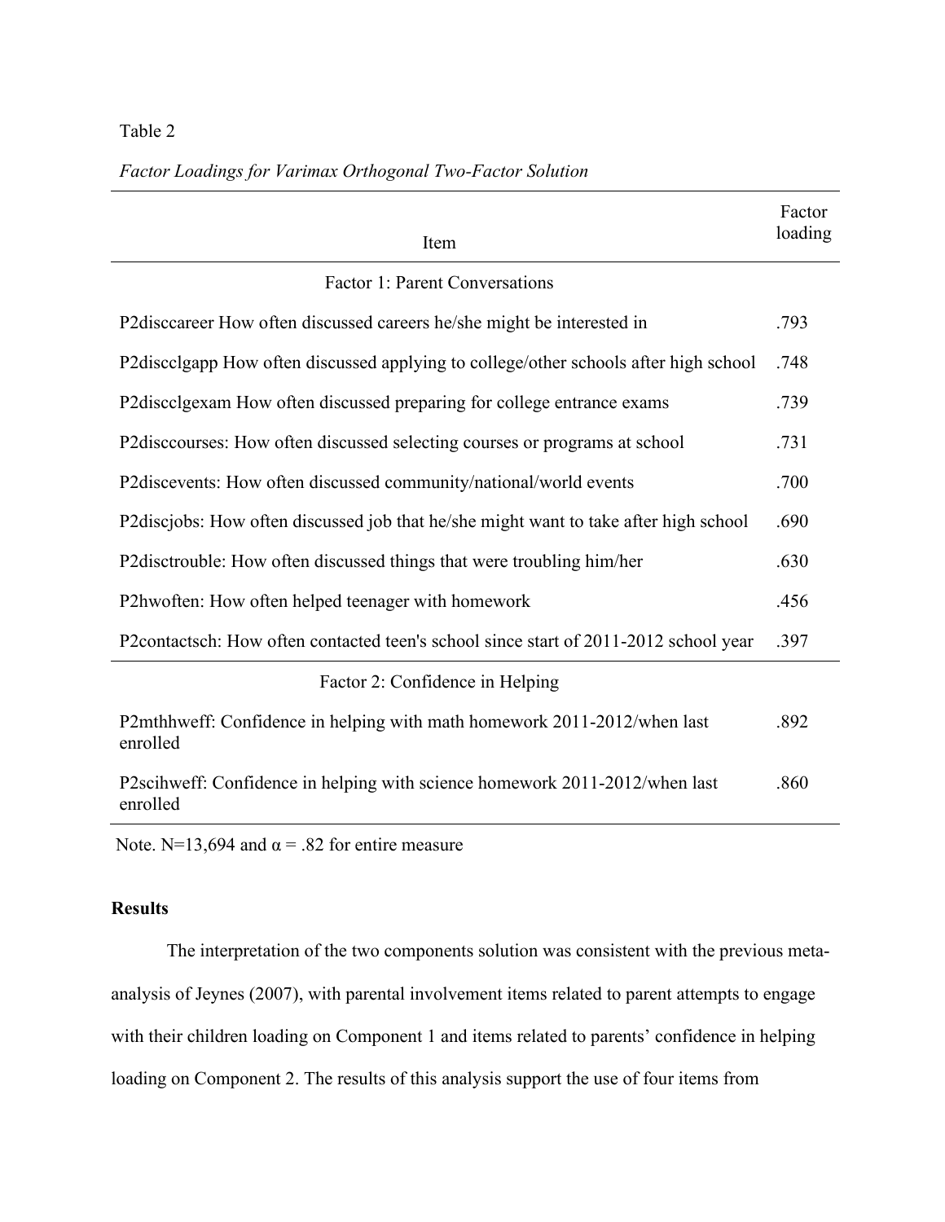Table 2

*Factor Loadings for Varimax Orthogonal Two-Factor Solution*

| Item | Factor loading |
|---|---|
| Factor 1: Parent Conversations | |
| P2disccareer How often discussed careers he/she might be interested in | .793 |
| P2discclgapp How often discussed applying to college/other schools after high school | .748 |
| P2discclgexam How often discussed preparing for college entrance exams | .739 |
| P2disccourses: How often discussed selecting courses or programs at school | .731 |
| P2discevents: How often discussed community/national/world events | .700 |
| P2discjobs: How often discussed job that he/she might want to take after high school | .690 |
| P2disctrouble: How often discussed things that were troubling him/her | .630 |
| P2hwoften: How often helped teenager with homework | .456 |
| P2contactsch: How often contacted teen's school since start of 2011-2012 school year | .397 |
| Factor 2: Confidence in Helping | |
| P2mthhweff: Confidence in helping with math homework 2011-2012/when last enrolled | .892 |
| P2scihweff: Confidence in helping with science homework 2011-2012/when last enrolled | .860 |

Note. N=13,694 and α = .82 for entire measure

## Results

The interpretation of the two components solution was consistent with the previous meta-analysis of Jeynes (2007), with parental involvement items related to parent attempts to engage with their children loading on Component 1 and items related to parents' confidence in helping loading on Component 2. The results of this analysis support the use of four items from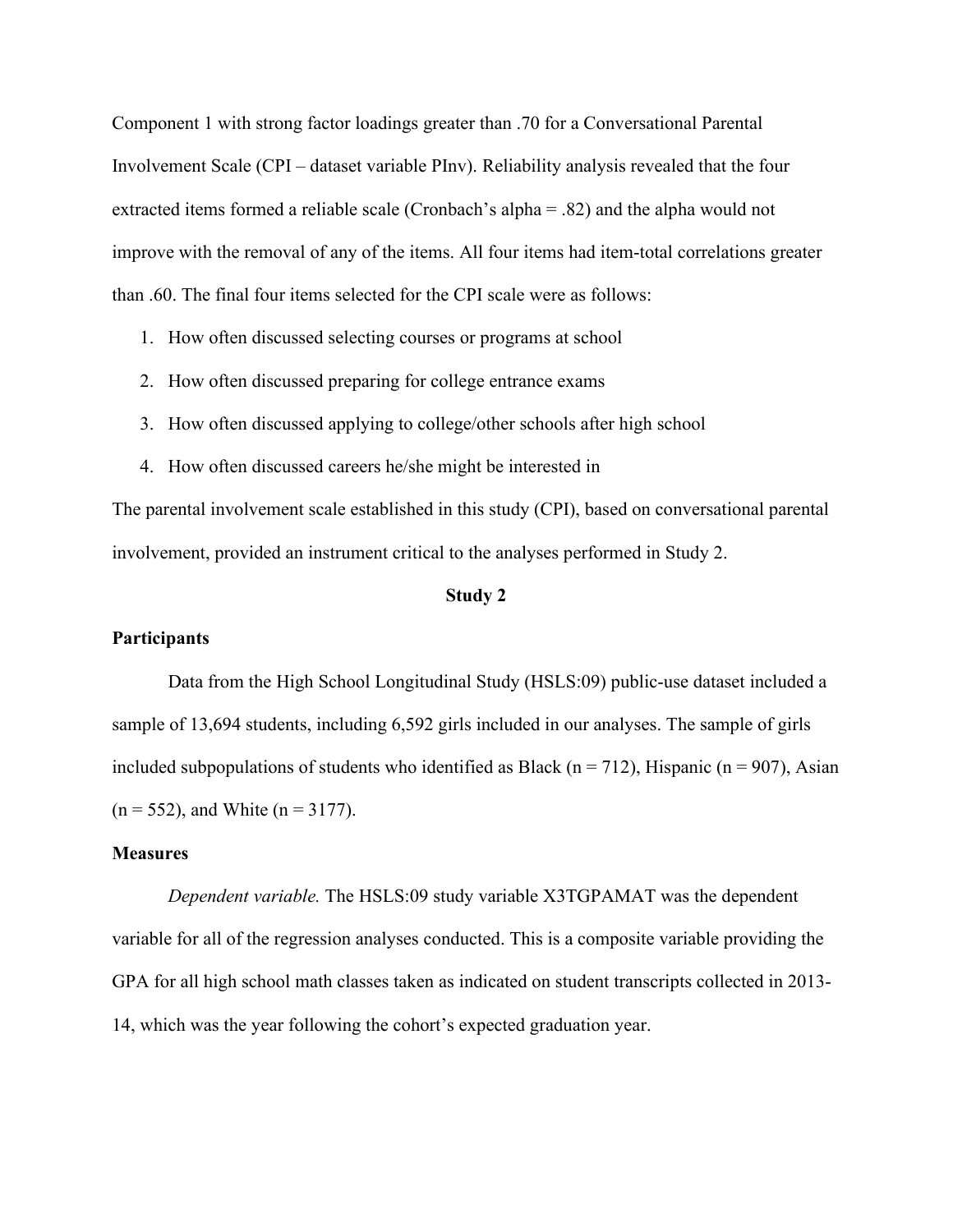Component 1 with strong factor loadings greater than .70 for a Conversational Parental Involvement Scale (CPI – dataset variable PInv). Reliability analysis revealed that the four extracted items formed a reliable scale (Cronbach's alpha = .82) and the alpha would not improve with the removal of any of the items. All four items had item-total correlations greater than .60. The final four items selected for the CPI scale were as follows:

1. How often discussed selecting courses or programs at school
2. How often discussed preparing for college entrance exams
3. How often discussed applying to college/other schools after high school
4. How often discussed careers he/she might be interested in

The parental involvement scale established in this study (CPI), based on conversational parental involvement, provided an instrument critical to the analyses performed in Study 2.

## Study 2

### Participants

Data from the High School Longitudinal Study (HSLS:09) public-use dataset included a sample of 13,694 students, including 6,592 girls included in our analyses. The sample of girls included subpopulations of students who identified as Black (n = 712), Hispanic (n = 907), Asian (n = 552), and White (n = 3177).

### Measures

*Dependent variable.* The HSLS:09 study variable X3TGPAMAT was the dependent variable for all of the regression analyses conducted. This is a composite variable providing the GPA for all high school math classes taken as indicated on student transcripts collected in 2013-14, which was the year following the cohort's expected graduation year.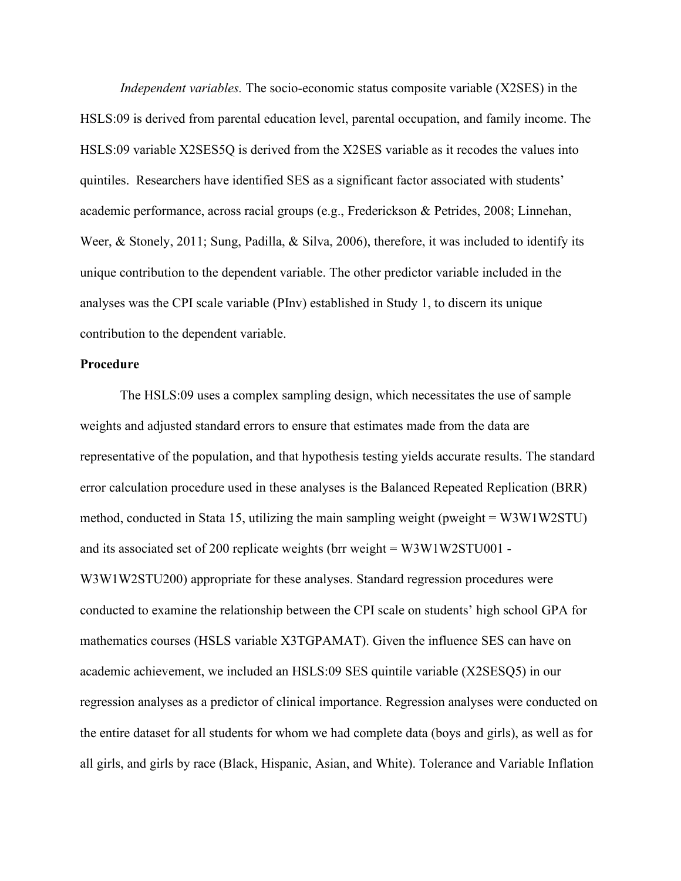*Independent variables.* The socio-economic status composite variable (X2SES) in the HSLS:09 is derived from parental education level, parental occupation, and family income. The HSLS:09 variable X2SES5Q is derived from the X2SES variable as it recodes the values into quintiles. Researchers have identified SES as a significant factor associated with students' academic performance, across racial groups (e.g., Frederickson & Petrides, 2008; Linnehan, Weer, & Stonely, 2011; Sung, Padilla, & Silva, 2006), therefore, it was included to identify its unique contribution to the dependent variable. The other predictor variable included in the analyses was the CPI scale variable (PInv) established in Study 1, to discern its unique contribution to the dependent variable.

**Procedure**

The HSLS:09 uses a complex sampling design, which necessitates the use of sample weights and adjusted standard errors to ensure that estimates made from the data are representative of the population, and that hypothesis testing yields accurate results. The standard error calculation procedure used in these analyses is the Balanced Repeated Replication (BRR) method, conducted in Stata 15, utilizing the main sampling weight (pweight = W3W1W2STU) and its associated set of 200 replicate weights (brr weight = W3W1W2STU001 - W3W1W2STU200) appropriate for these analyses. Standard regression procedures were conducted to examine the relationship between the CPI scale on students' high school GPA for mathematics courses (HSLS variable X3TGPAMAT). Given the influence SES can have on academic achievement, we included an HSLS:09 SES quintile variable (X2SESQ5) in our regression analyses as a predictor of clinical importance. Regression analyses were conducted on the entire dataset for all students for whom we had complete data (boys and girls), as well as for all girls, and girls by race (Black, Hispanic, Asian, and White). Tolerance and Variable Inflation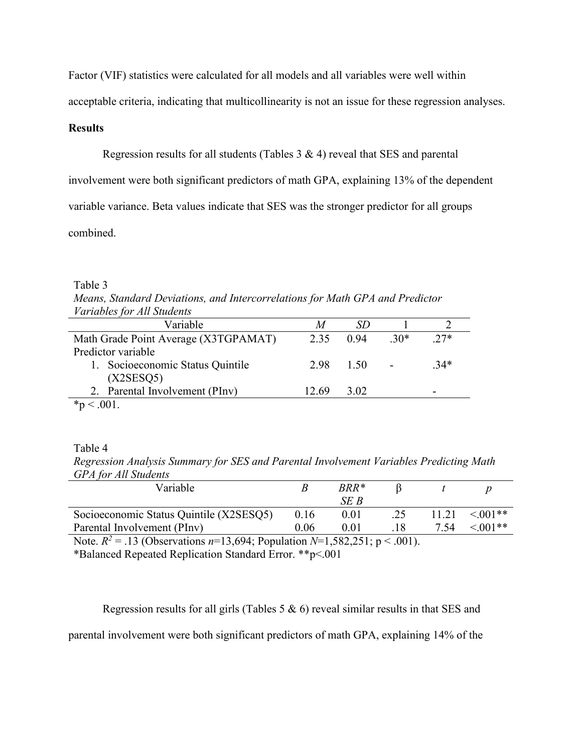Factor (VIF) statistics were calculated for all models and all variables were well within acceptable criteria, indicating that multicollinearity is not an issue for these regression analyses.

**Results**

Regression results for all students (Tables 3 & 4) reveal that SES and parental involvement were both significant predictors of math GPA, explaining 13% of the dependent variable variance. Beta values indicate that SES was the stronger predictor for all groups combined.

Table 3
*Means, Standard Deviations, and Intercorrelations for Math GPA and Predictor Variables for All Students*

| Variable | *M* | *SD* | 1 | 2 |
|---|---|---|---|---|
| Math Grade Point Average (X3TGPAMAT) | 2.35 | 0.94 | .30* | .27* |
| Predictor variable | | | | |
| 1. Socioeconomic Status Quintile (X2SESQ5) | 2.98 | 1.50 | - | .34* |
| 2. Parental Involvement (PInv) | 12.69 | 3.02 | | - |

*p < .001.

Table 4
*Regression Analysis Summary for SES and Parental Involvement Variables Predicting Math GPA for All Students*

| Variable | *B* | *BRR* SE B* | β | *t* | *p* |
|---|---|---|---|---|---|
| Socioeconomic Status Quintile (X2SESQ5) | 0.16 | 0.01 | .25 | 11.21 | <.001** |
| Parental Involvement (PInv) | 0.06 | 0.01 | .18 | 7.54 | <.001** |

Note. $R^2$ = .13 (Observations *n*=13,694; Population *N*=1,582,251; p < .001).
*Balanced Repeated Replication Standard Error. **p<.001

Regression results for all girls (Tables 5 & 6) reveal similar results in that SES and parental involvement were both significant predictors of math GPA, explaining 14% of the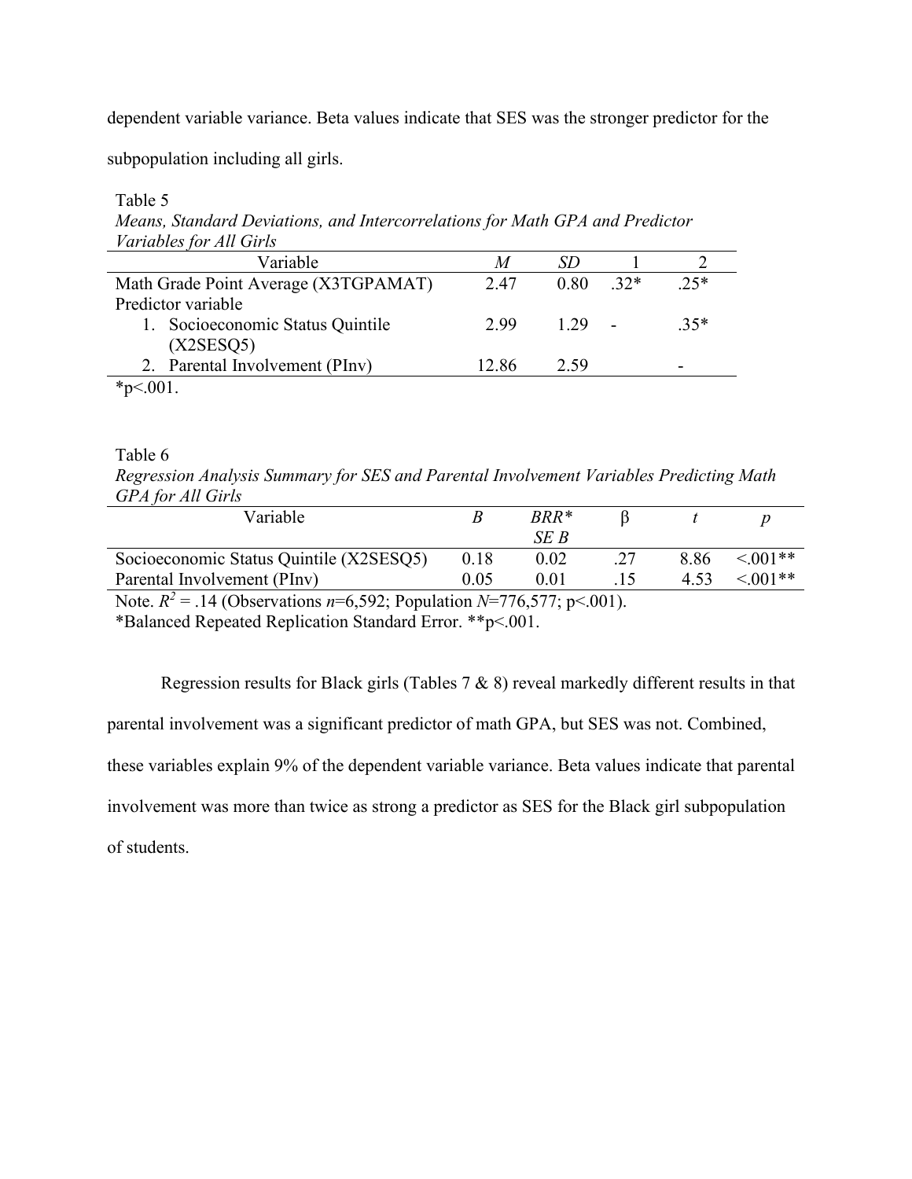dependent variable variance. Beta values indicate that SES was the stronger predictor for the subpopulation including all girls.

Table 5

*Means, Standard Deviations, and Intercorrelations for Math GPA and Predictor Variables for All Girls*

| Variable | *M* | *SD* | 1 | 2 |
|---|---|---|---|---|
| Math Grade Point Average (X3TGPAMAT) | 2.47 | 0.80 | .32* | .25* |
| Predictor variable | | | | |
| 1. Socioeconomic Status Quintile (X2SESQ5) | 2.99 | 1.29 | - | .35* |
| 2. Parental Involvement (PInv) | 12.86 | 2.59 | | - |

*p<.001.

Table 6

*Regression Analysis Summary for SES and Parental Involvement Variables Predicting Math GPA for All Girls*

| Variable | *B* | *BRR* SE B* | β | *t* | *p* |
|---|---|---|---|---|---|
| Socioeconomic Status Quintile (X2SESQ5) | 0.18 | 0.02 | .27 | 8.86 | <.001** |
| Parental Involvement (PInv) | 0.05 | 0.01 | .15 | 4.53 | <.001** |

Note. $R^2$ = .14 (Observations *n*=6,592; Population *N*=776,577; p<.001).
*Balanced Repeated Replication Standard Error. **p<.001.

Regression results for Black girls (Tables 7 & 8) reveal markedly different results in that parental involvement was a significant predictor of math GPA, but SES was not. Combined, these variables explain 9% of the dependent variable variance. Beta values indicate that parental involvement was more than twice as strong a predictor as SES for the Black girl subpopulation of students.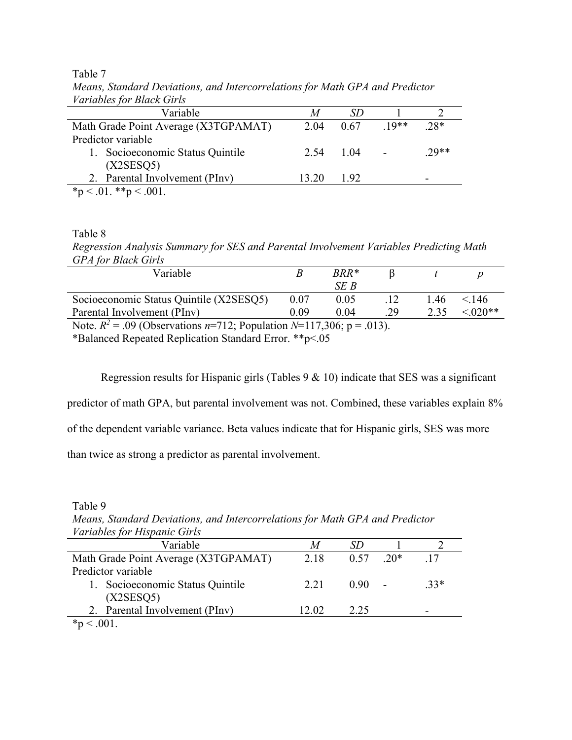Table 7

*Means, Standard Deviations, and Intercorrelations for Math GPA and Predictor Variables for Black Girls*

| Variable | *M* | *SD* | 1 | 2 |
|---|---|---|---|---|
| Math Grade Point Average (X3TGPAMAT) | 2.04 | 0.67 | .19** | .28* |
| Predictor variable | | | | |
| 1. Socioeconomic Status Quintile (X2SESQ5) | 2.54 | 1.04 | - | .29** |
| 2. Parental Involvement (PInv) | 13.20 | 1.92 | | - |

*p < .01. **p < .001.

Table 8

*Regression Analysis Summary for SES and Parental Involvement Variables Predicting Math GPA for Black Girls*

| Variable | *B* | *BRR* SE B* | β | *t* | *p* |
|---|---|---|---|---|---|
| Socioeconomic Status Quintile (X2SESQ5) | 0.07 | 0.05 | .12 | 1.46 | <.146 |
| Parental Involvement (PInv) | 0.09 | 0.04 | .29 | 2.35 | <.020** |

Note. $R^2$ = .09 (Observations *n*=712; Population *N*=117,306; p = .013).

*Balanced Repeated Replication Standard Error. **p<.05

Regression results for Hispanic girls (Tables 9 & 10) indicate that SES was a significant predictor of math GPA, but parental involvement was not. Combined, these variables explain 8% of the dependent variable variance. Beta values indicate that for Hispanic girls, SES was more than twice as strong a predictor as parental involvement.

Table 9

*Means, Standard Deviations, and Intercorrelations for Math GPA and Predictor Variables for Hispanic Girls*

| Variable | *M* | *SD* | 1 | 2 |
|---|---|---|---|---|
| Math Grade Point Average (X3TGPAMAT) | 2.18 | 0.57 | .20* | .17 |
| Predictor variable | | | | |
| 1. Socioeconomic Status Quintile (X2SESQ5) | 2.21 | 0.90 | - | .33* |
| 2. Parental Involvement (PInv) | 12.02 | 2.25 | | - |

*p < .001.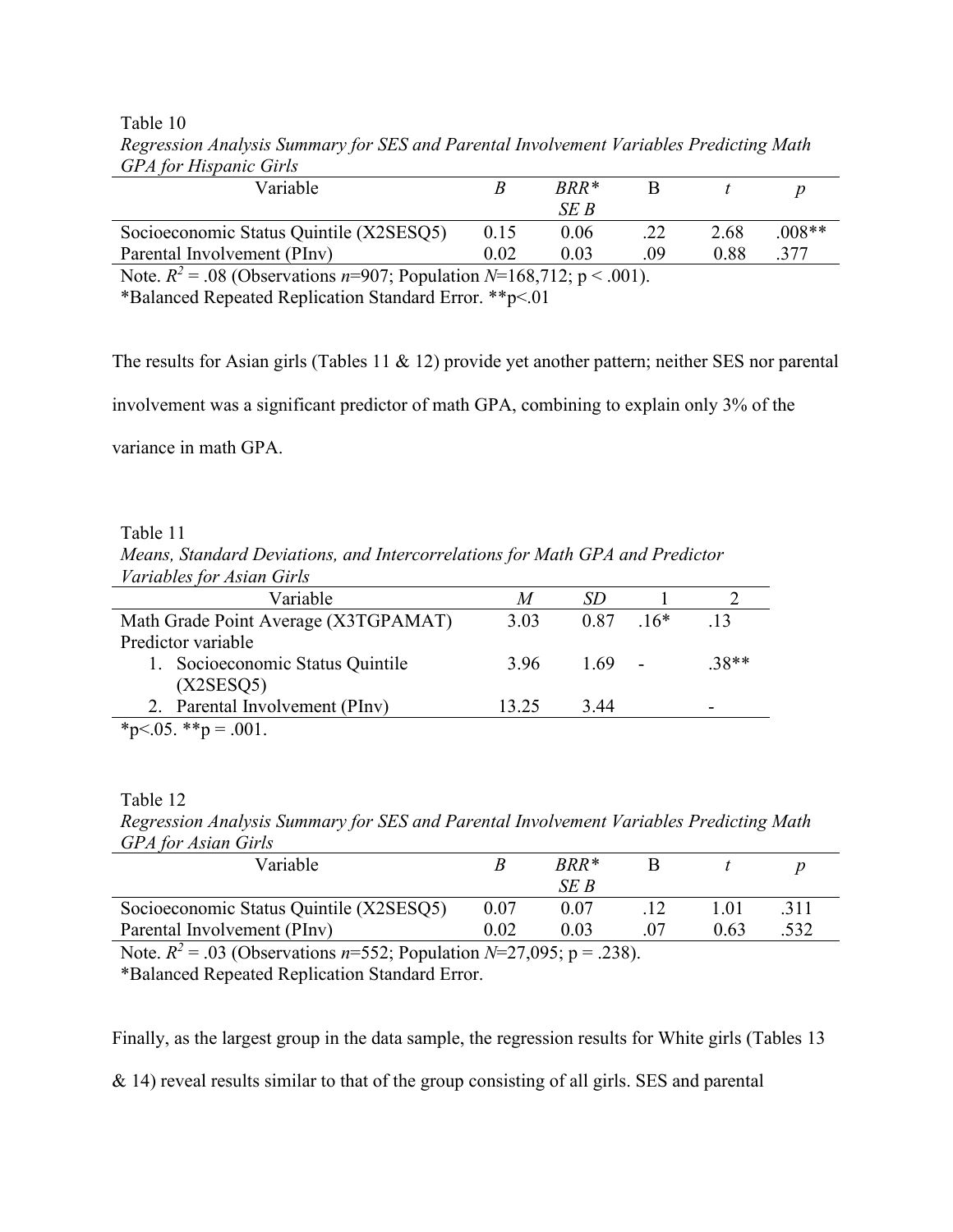Table 10

*Regression Analysis Summary for SES and Parental Involvement Variables Predicting Math GPA for Hispanic Girls*

| Variable | *B* | *BRR\* SE B* | Β | *t* | *p* |
|---|---|---|---|---|---|
| Socioeconomic Status Quintile (X2SESQ5) | 0.15 | 0.06 | .22 | 2.68 | .008** |
| Parental Involvement (PInv) | 0.02 | 0.03 | .09 | 0.88 | .377 |

Note. $R^2$ = .08 (Observations *n*=907; Population *N*=168,712; p < .001).
*Balanced Repeated Replication Standard Error. **p<.01

The results for Asian girls (Tables 11 & 12) provide yet another pattern; neither SES nor parental involvement was a significant predictor of math GPA, combining to explain only 3% of the variance in math GPA.

Table 11

*Means, Standard Deviations, and Intercorrelations for Math GPA and Predictor Variables for Asian Girls*

| Variable | *M* | *SD* | 1 | 2 |
|---|---|---|---|---|
| Math Grade Point Average (X3TGPAMAT) | 3.03 | 0.87 | .16* | .13 |
| Predictor variable | | | | |
| 1. Socioeconomic Status Quintile (X2SESQ5) | 3.96 | 1.69 | - | .38** |
| 2. Parental Involvement (PInv) | 13.25 | 3.44 | | - |

*p<.05. **p = .001.

Table 12

*Regression Analysis Summary for SES and Parental Involvement Variables Predicting Math GPA for Asian Girls*

| Variable | *B* | *BRR\* SE B* | Β | *t* | *p* |
|---|---|---|---|---|---|
| Socioeconomic Status Quintile (X2SESQ5) | 0.07 | 0.07 | .12 | 1.01 | .311 |
| Parental Involvement (PInv) | 0.02 | 0.03 | .07 | 0.63 | .532 |

Note. $R^2$ = .03 (Observations *n*=552; Population *N*=27,095; p = .238).
*Balanced Repeated Replication Standard Error.

Finally, as the largest group in the data sample, the regression results for White girls (Tables 13 & 14) reveal results similar to that of the group consisting of all girls. SES and parental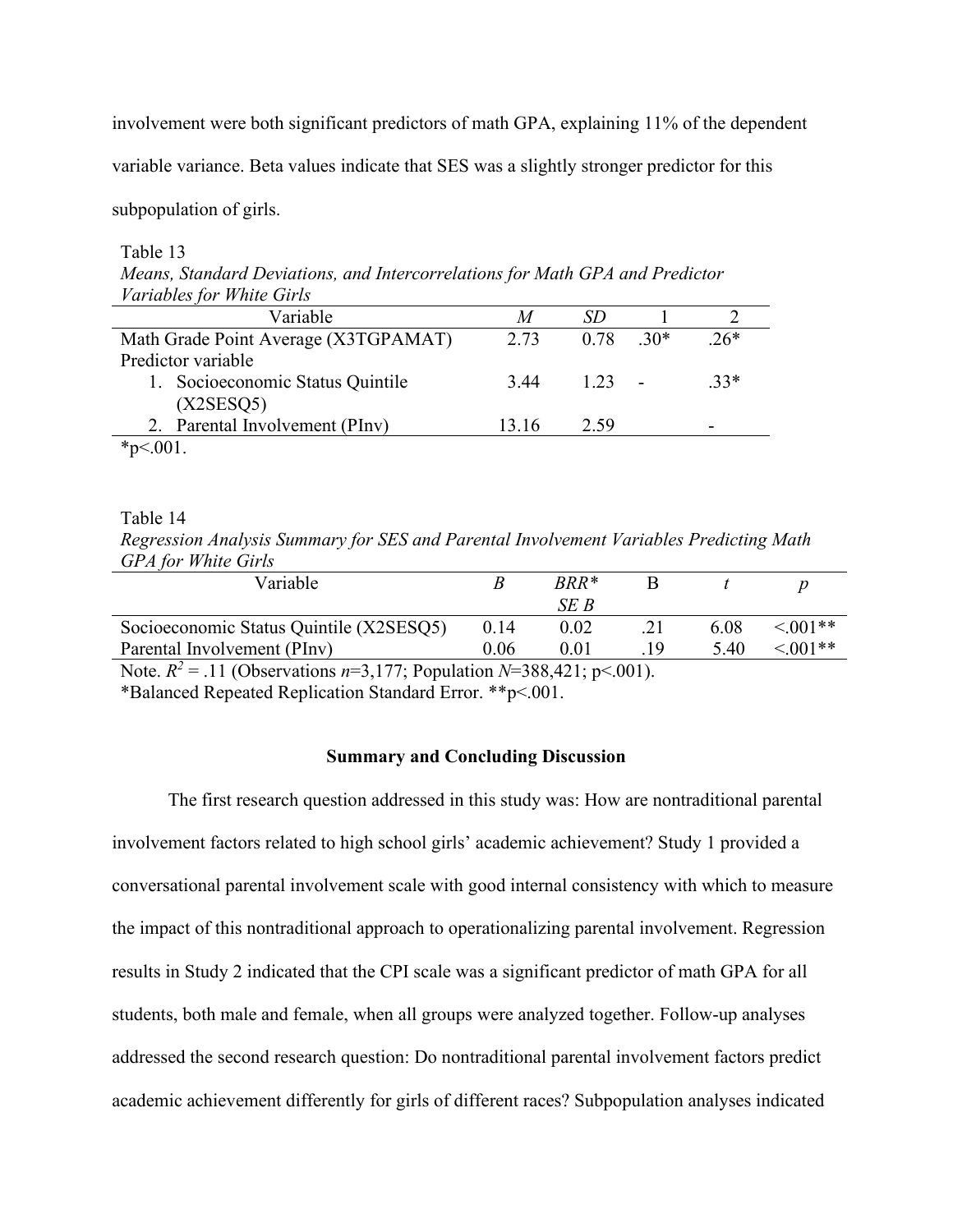involvement were both significant predictors of math GPA, explaining 11% of the dependent variable variance. Beta values indicate that SES was a slightly stronger predictor for this subpopulation of girls.

Table 13

*Means, Standard Deviations, and Intercorrelations for Math GPA and Predictor Variables for White Girls*

| Variable | *M* | *SD* | 1 | 2 |
|---|---|---|---|---|
| Math Grade Point Average (X3TGPAMAT) | 2.73 | 0.78 | .30* | .26* |
| Predictor variable | | | | |
| 1. Socioeconomic Status Quintile (X2SESQ5) | 3.44 | 1.23 | - | .33* |
| 2. Parental Involvement (PInv) | 13.16 | 2.59 | | - |

*p<.001.

Table 14

*Regression Analysis Summary for SES and Parental Involvement Variables Predicting Math GPA for White Girls*

| Variable | *B* | *BRR* SE B* | Β | *t* | *p* |
|---|---|---|---|---|---|
| Socioeconomic Status Quintile (X2SESQ5) | 0.14 | 0.02 | .21 | 6.08 | <.001** |
| Parental Involvement (PInv) | 0.06 | 0.01 | .19 | 5.40 | <.001** |

Note. $R^2$ = .11 (Observations *n*=3,177; Population *N*=388,421; p<.001).

*Balanced Repeated Replication Standard Error. **p<.001.

## Summary and Concluding Discussion

The first research question addressed in this study was: How are nontraditional parental involvement factors related to high school girls' academic achievement? Study 1 provided a conversational parental involvement scale with good internal consistency with which to measure the impact of this nontraditional approach to operationalizing parental involvement. Regression results in Study 2 indicated that the CPI scale was a significant predictor of math GPA for all students, both male and female, when all groups were analyzed together. Follow-up analyses addressed the second research question: Do nontraditional parental involvement factors predict academic achievement differently for girls of different races? Subpopulation analyses indicated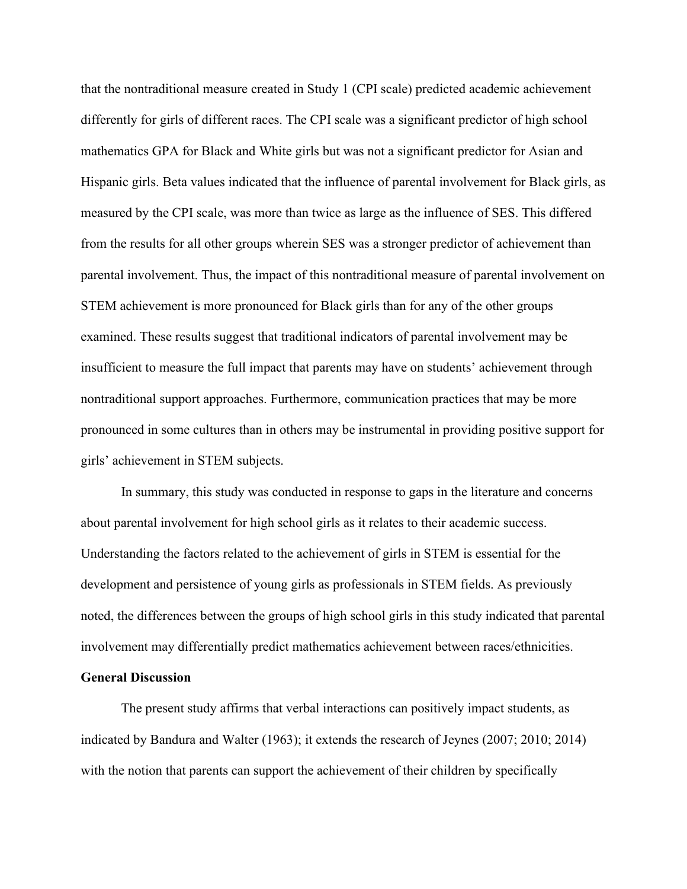that the nontraditional measure created in Study 1 (CPI scale) predicted academic achievement differently for girls of different races. The CPI scale was a significant predictor of high school mathematics GPA for Black and White girls but was not a significant predictor for Asian and Hispanic girls. Beta values indicated that the influence of parental involvement for Black girls, as measured by the CPI scale, was more than twice as large as the influence of SES. This differed from the results for all other groups wherein SES was a stronger predictor of achievement than parental involvement. Thus, the impact of this nontraditional measure of parental involvement on STEM achievement is more pronounced for Black girls than for any of the other groups examined. These results suggest that traditional indicators of parental involvement may be insufficient to measure the full impact that parents may have on students' achievement through nontraditional support approaches. Furthermore, communication practices that may be more pronounced in some cultures than in others may be instrumental in providing positive support for girls' achievement in STEM subjects.

In summary, this study was conducted in response to gaps in the literature and concerns about parental involvement for high school girls as it relates to their academic success. Understanding the factors related to the achievement of girls in STEM is essential for the development and persistence of young girls as professionals in STEM fields. As previously noted, the differences between the groups of high school girls in this study indicated that parental involvement may differentially predict mathematics achievement between races/ethnicities.

**General Discussion**

The present study affirms that verbal interactions can positively impact students, as indicated by Bandura and Walter (1963); it extends the research of Jeynes (2007; 2010; 2014) with the notion that parents can support the achievement of their children by specifically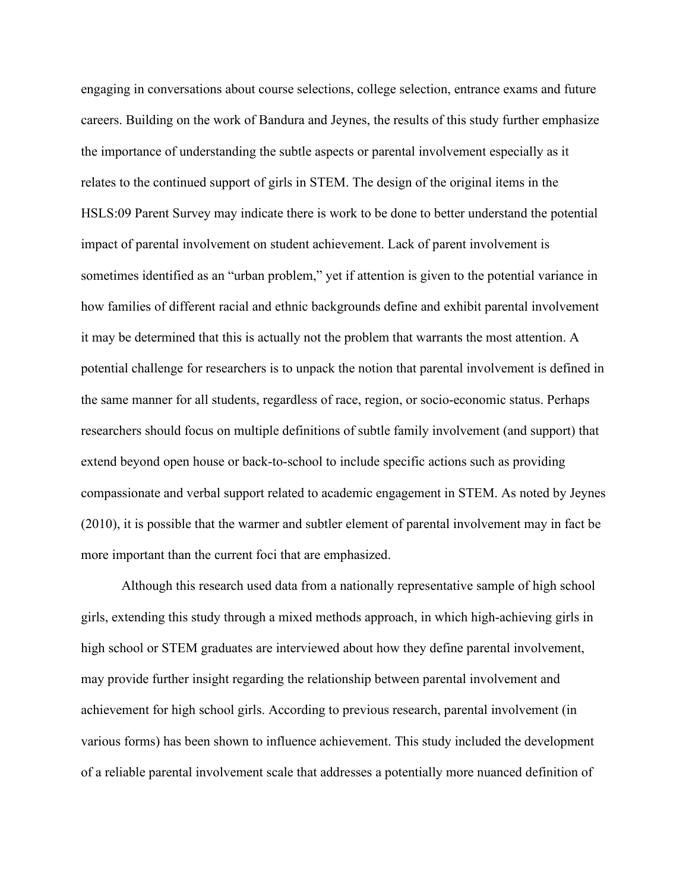engaging in conversations about course selections, college selection, entrance exams and future careers. Building on the work of Bandura and Jeynes, the results of this study further emphasize the importance of understanding the subtle aspects or parental involvement especially as it relates to the continued support of girls in STEM. The design of the original items in the HSLS:09 Parent Survey may indicate there is work to be done to better understand the potential impact of parental involvement on student achievement. Lack of parent involvement is sometimes identified as an "urban problem," yet if attention is given to the potential variance in how families of different racial and ethnic backgrounds define and exhibit parental involvement it may be determined that this is actually not the problem that warrants the most attention. A potential challenge for researchers is to unpack the notion that parental involvement is defined in the same manner for all students, regardless of race, region, or socio-economic status. Perhaps researchers should focus on multiple definitions of subtle family involvement (and support) that extend beyond open house or back-to-school to include specific actions such as providing compassionate and verbal support related to academic engagement in STEM. As noted by Jeynes (2010), it is possible that the warmer and subtler element of parental involvement may in fact be more important than the current foci that are emphasized.

Although this research used data from a nationally representative sample of high school girls, extending this study through a mixed methods approach, in which high-achieving girls in high school or STEM graduates are interviewed about how they define parental involvement, may provide further insight regarding the relationship between parental involvement and achievement for high school girls. According to previous research, parental involvement (in various forms) has been shown to influence achievement. This study included the development of a reliable parental involvement scale that addresses a potentially more nuanced definition of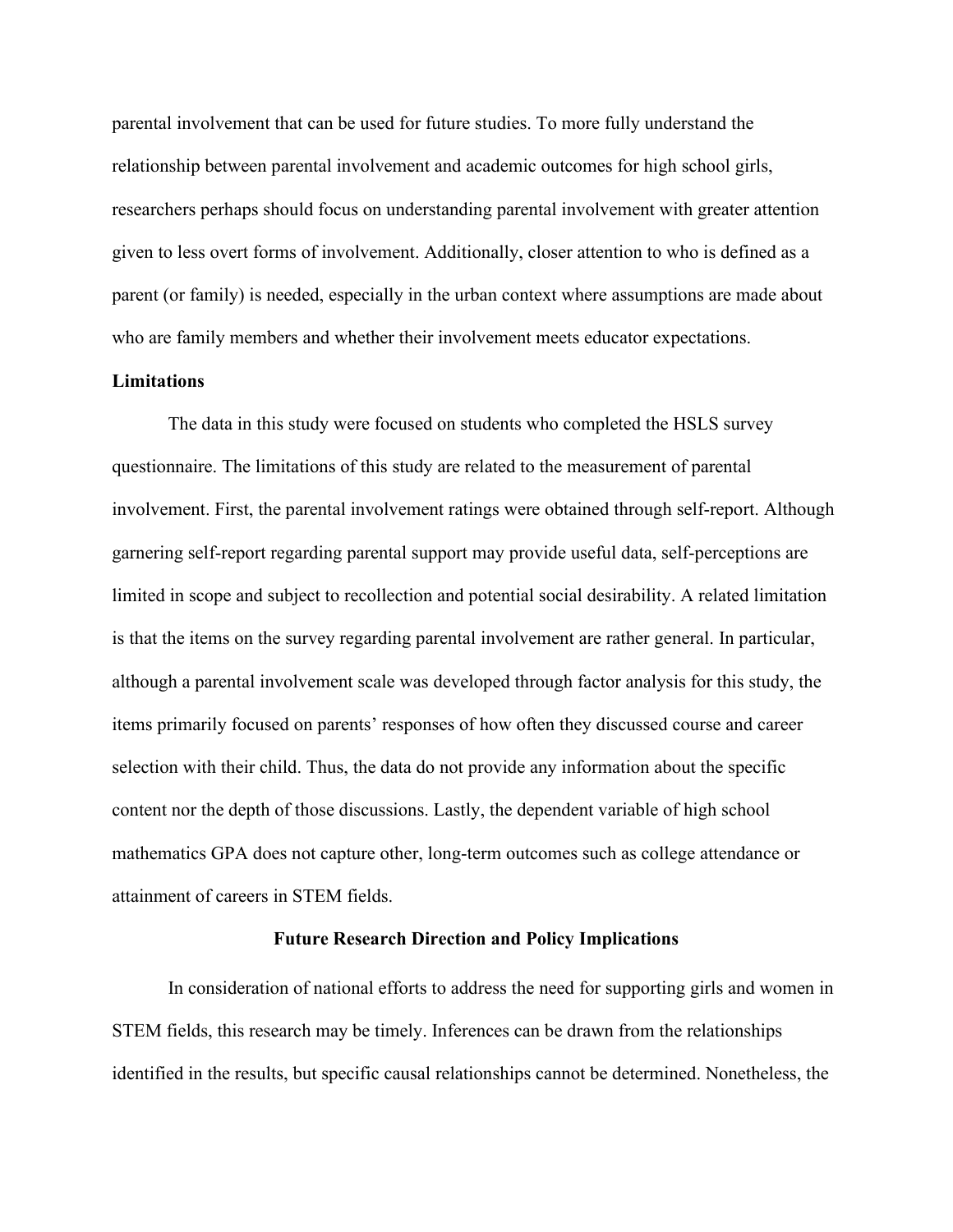parental involvement that can be used for future studies. To more fully understand the relationship between parental involvement and academic outcomes for high school girls, researchers perhaps should focus on understanding parental involvement with greater attention given to less overt forms of involvement. Additionally, closer attention to who is defined as a parent (or family) is needed, especially in the urban context where assumptions are made about who are family members and whether their involvement meets educator expectations.

**Limitations**

The data in this study were focused on students who completed the HSLS survey questionnaire. The limitations of this study are related to the measurement of parental involvement. First, the parental involvement ratings were obtained through self-report. Although garnering self-report regarding parental support may provide useful data, self-perceptions are limited in scope and subject to recollection and potential social desirability. A related limitation is that the items on the survey regarding parental involvement are rather general. In particular, although a parental involvement scale was developed through factor analysis for this study, the items primarily focused on parents' responses of how often they discussed course and career selection with their child. Thus, the data do not provide any information about the specific content nor the depth of those discussions. Lastly, the dependent variable of high school mathematics GPA does not capture other, long-term outcomes such as college attendance or attainment of careers in STEM fields.

## Future Research Direction and Policy Implications

In consideration of national efforts to address the need for supporting girls and women in STEM fields, this research may be timely. Inferences can be drawn from the relationships identified in the results, but specific causal relationships cannot be determined. Nonetheless, the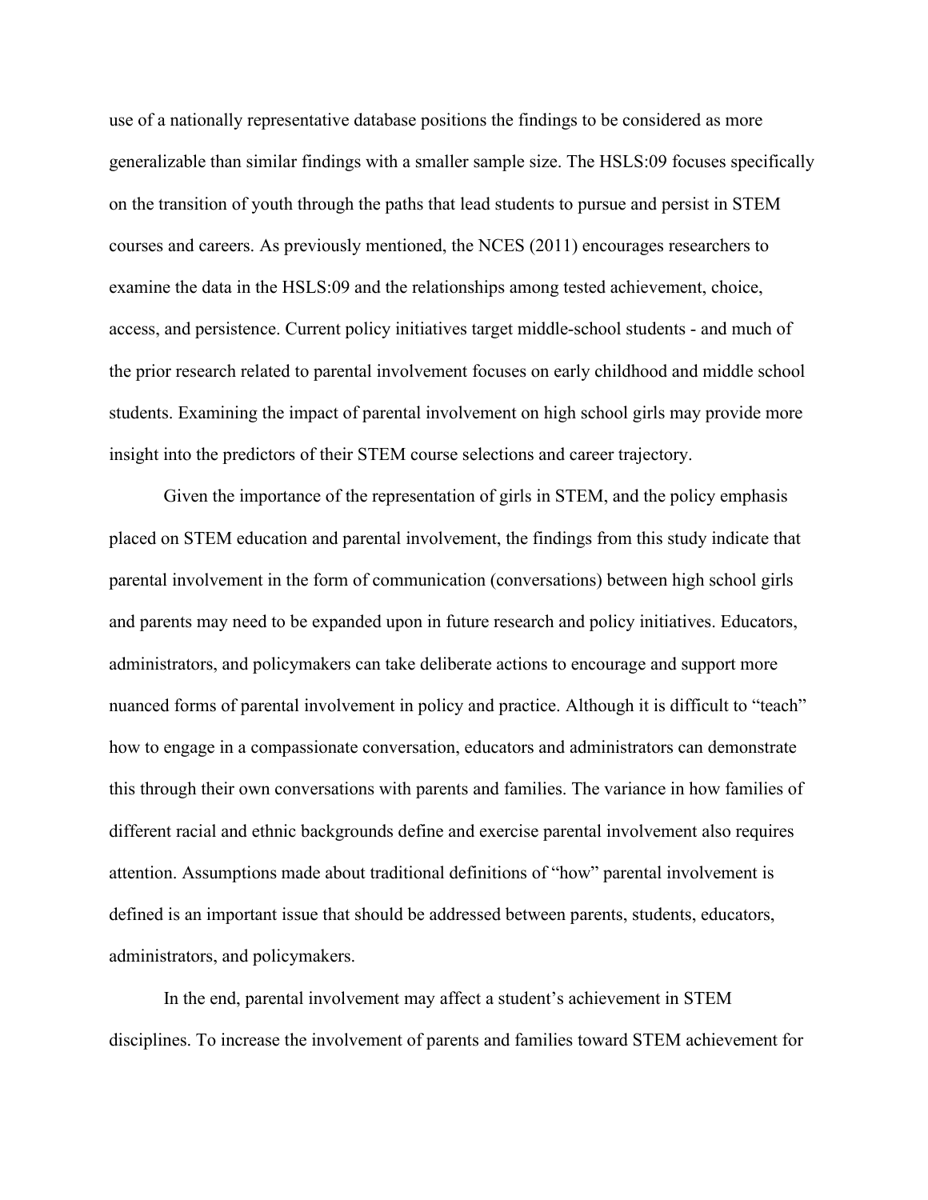use of a nationally representative database positions the findings to be considered as more generalizable than similar findings with a smaller sample size. The HSLS:09 focuses specifically on the transition of youth through the paths that lead students to pursue and persist in STEM courses and careers. As previously mentioned, the NCES (2011) encourages researchers to examine the data in the HSLS:09 and the relationships among tested achievement, choice, access, and persistence. Current policy initiatives target middle-school students - and much of the prior research related to parental involvement focuses on early childhood and middle school students. Examining the impact of parental involvement on high school girls may provide more insight into the predictors of their STEM course selections and career trajectory.

Given the importance of the representation of girls in STEM, and the policy emphasis placed on STEM education and parental involvement, the findings from this study indicate that parental involvement in the form of communication (conversations) between high school girls and parents may need to be expanded upon in future research and policy initiatives. Educators, administrators, and policymakers can take deliberate actions to encourage and support more nuanced forms of parental involvement in policy and practice. Although it is difficult to "teach" how to engage in a compassionate conversation, educators and administrators can demonstrate this through their own conversations with parents and families. The variance in how families of different racial and ethnic backgrounds define and exercise parental involvement also requires attention. Assumptions made about traditional definitions of "how" parental involvement is defined is an important issue that should be addressed between parents, students, educators, administrators, and policymakers.

In the end, parental involvement may affect a student's achievement in STEM disciplines. To increase the involvement of parents and families toward STEM achievement for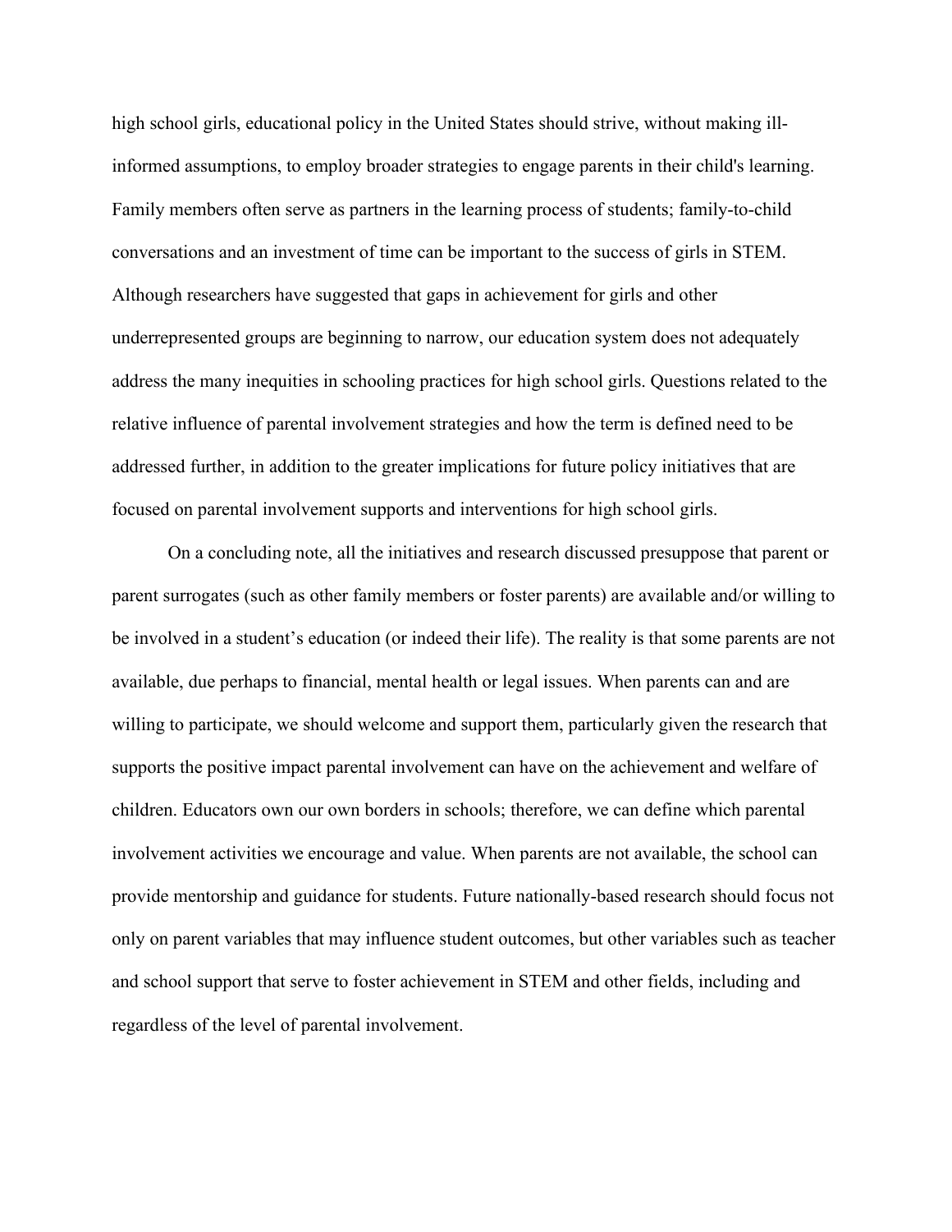high school girls, educational policy in the United States should strive, without making ill-informed assumptions, to employ broader strategies to engage parents in their child's learning. Family members often serve as partners in the learning process of students; family-to-child conversations and an investment of time can be important to the success of girls in STEM. Although researchers have suggested that gaps in achievement for girls and other underrepresented groups are beginning to narrow, our education system does not adequately address the many inequities in schooling practices for high school girls. Questions related to the relative influence of parental involvement strategies and how the term is defined need to be addressed further, in addition to the greater implications for future policy initiatives that are focused on parental involvement supports and interventions for high school girls.

On a concluding note, all the initiatives and research discussed presuppose that parent or parent surrogates (such as other family members or foster parents) are available and/or willing to be involved in a student's education (or indeed their life). The reality is that some parents are not available, due perhaps to financial, mental health or legal issues. When parents can and are willing to participate, we should welcome and support them, particularly given the research that supports the positive impact parental involvement can have on the achievement and welfare of children. Educators own our own borders in schools; therefore, we can define which parental involvement activities we encourage and value. When parents are not available, the school can provide mentorship and guidance for students. Future nationally-based research should focus not only on parent variables that may influence student outcomes, but other variables such as teacher and school support that serve to foster achievement in STEM and other fields, including and regardless of the level of parental involvement.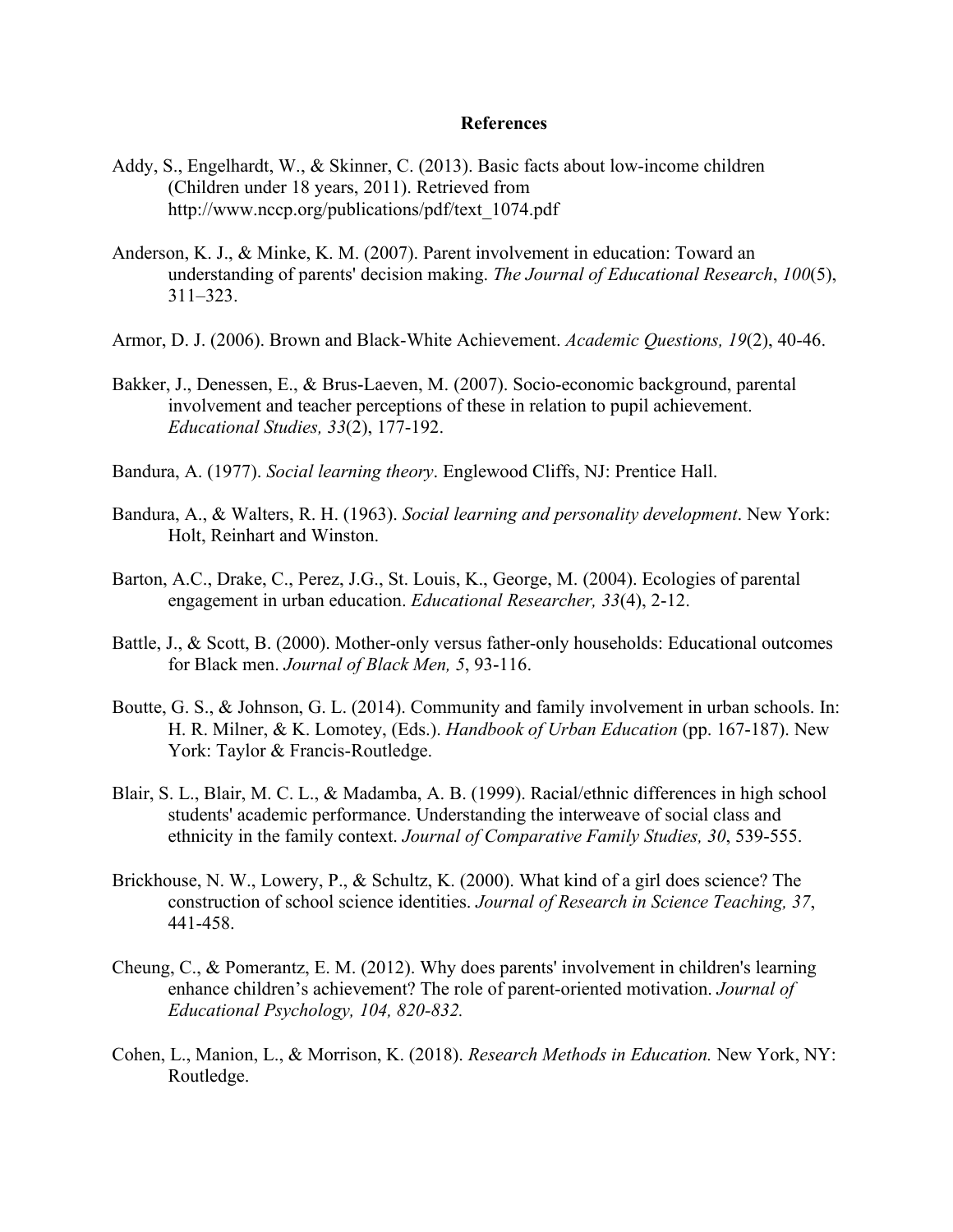**References**

Addy, S., Engelhardt, W., & Skinner, C. (2013). Basic facts about low-income children (Children under 18 years, 2011). Retrieved from http://www.nccp.org/publications/pdf/text_1074.pdf

Anderson, K. J., & Minke, K. M. (2007). Parent involvement in education: Toward an understanding of parents' decision making. *The Journal of Educational Research*, *100*(5), 311–323.

Armor, D. J. (2006). Brown and Black-White Achievement. *Academic Questions, 19*(2), 40-46.

Bakker, J., Denessen, E., & Brus-Laeven, M. (2007). Socio-economic background, parental involvement and teacher perceptions of these in relation to pupil achievement. *Educational Studies, 33*(2), 177-192.

Bandura, A. (1977). *Social learning theory*. Englewood Cliffs, NJ: Prentice Hall.

Bandura, A., & Walters, R. H. (1963). *Social learning and personality development*. New York: Holt, Reinhart and Winston.

Barton, A.C., Drake, C., Perez, J.G., St. Louis, K., George, M. (2004). Ecologies of parental engagement in urban education. *Educational Researcher, 33*(4), 2-12.

Battle, J., & Scott, B. (2000). Mother-only versus father-only households: Educational outcomes for Black men. *Journal of Black Men, 5*, 93-116.

Boutte, G. S., & Johnson, G. L. (2014). Community and family involvement in urban schools. In: H. R. Milner, & K. Lomotey, (Eds.). *Handbook of Urban Education* (pp. 167-187). New York: Taylor & Francis-Routledge.

Blair, S. L., Blair, M. C. L., & Madamba, A. B. (1999). Racial/ethnic differences in high school students' academic performance. Understanding the interweave of social class and ethnicity in the family context. *Journal of Comparative Family Studies, 30*, 539-555.

Brickhouse, N. W., Lowery, P., & Schultz, K. (2000). What kind of a girl does science? The construction of school science identities. *Journal of Research in Science Teaching, 37*, 441-458.

Cheung, C., & Pomerantz, E. M. (2012). Why does parents' involvement in children's learning enhance children's achievement? The role of parent-oriented motivation. *Journal of Educational Psychology, 104, 820-832.*

Cohen, L., Manion, L., & Morrison, K. (2018). *Research Methods in Education.* New York, NY: Routledge.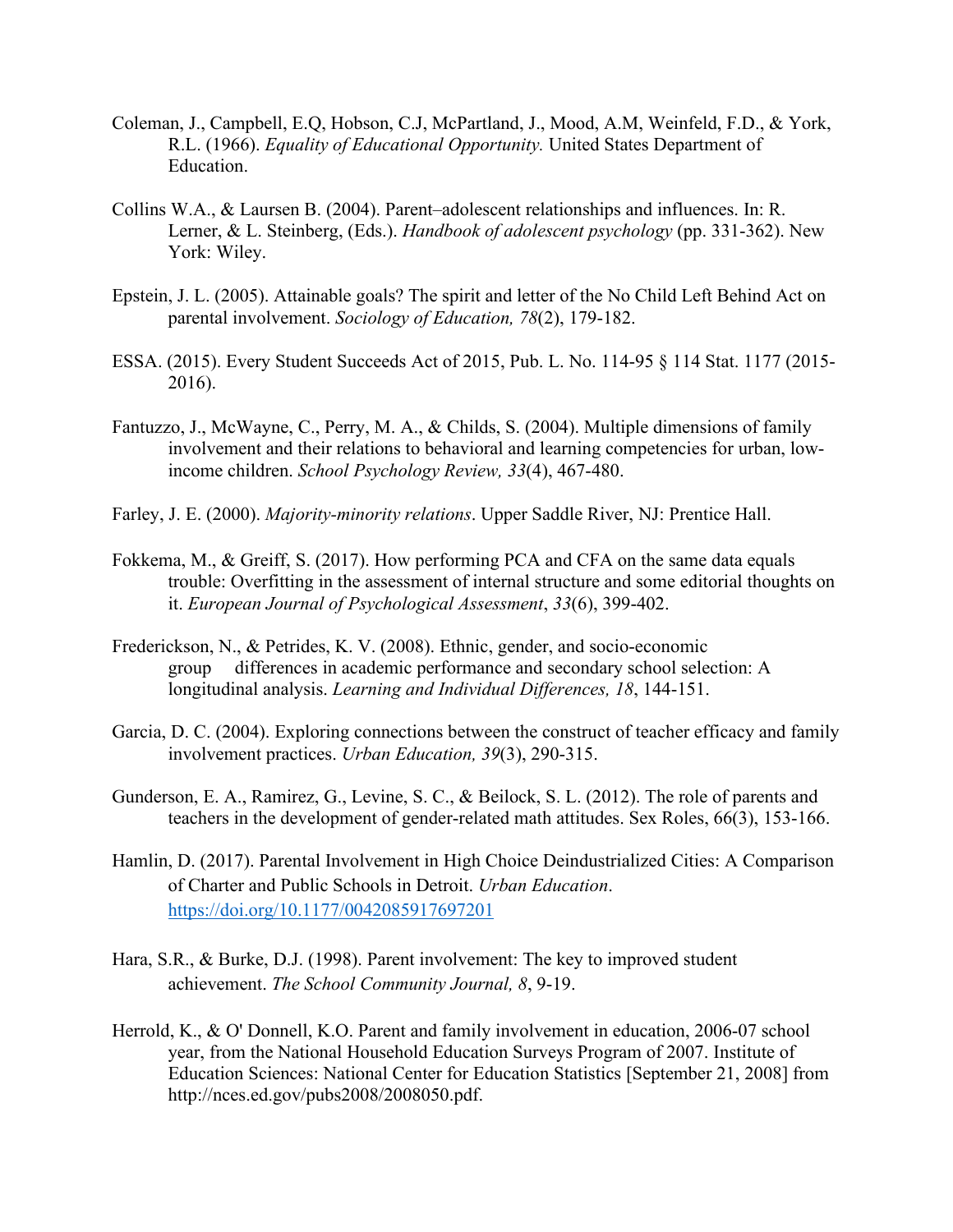Coleman, J., Campbell, E.Q, Hobson, C.J, McPartland, J., Mood, A.M, Weinfeld, F.D., & York, R.L. (1966). *Equality of Educational Opportunity.* United States Department of Education.

Collins W.A., & Laursen B. (2004). Parent–adolescent relationships and influences. In: R. Lerner, & L. Steinberg, (Eds.). *Handbook of adolescent psychology* (pp. 331-362). New York: Wiley.

Epstein, J. L. (2005). Attainable goals? The spirit and letter of the No Child Left Behind Act on parental involvement. *Sociology of Education, 78*(2), 179-182.

ESSA. (2015). Every Student Succeeds Act of 2015, Pub. L. No. 114-95 § 114 Stat. 1177 (2015-2016).

Fantuzzo, J., McWayne, C., Perry, M. A., & Childs, S. (2004). Multiple dimensions of family involvement and their relations to behavioral and learning competencies for urban, low-income children. *School Psychology Review, 33*(4), 467-480.

Farley, J. E. (2000). *Majority-minority relations*. Upper Saddle River, NJ: Prentice Hall.

Fokkema, M., & Greiff, S. (2017). How performing PCA and CFA on the same data equals trouble: Overfitting in the assessment of internal structure and some editorial thoughts on it. *European Journal of Psychological Assessment*, *33*(6), 399-402.

Frederickson, N., & Petrides, K. V. (2008). Ethnic, gender, and socio-economic group differences in academic performance and secondary school selection: A longitudinal analysis. *Learning and Individual Differences, 18*, 144-151.

Garcia, D. C. (2004). Exploring connections between the construct of teacher efficacy and family involvement practices. *Urban Education, 39*(3), 290-315.

Gunderson, E. A., Ramirez, G., Levine, S. C., & Beilock, S. L. (2012). The role of parents and teachers in the development of gender-related math attitudes. Sex Roles, 66(3), 153-166.

Hamlin, D. (2017). Parental Involvement in High Choice Deindustrialized Cities: A Comparison of Charter and Public Schools in Detroit. *Urban Education*. https://doi.org/10.1177/0042085917697201

Hara, S.R., & Burke, D.J. (1998). Parent involvement: The key to improved student achievement. *The School Community Journal, 8*, 9-19.

Herrold, K., & O' Donnell, K.O. Parent and family involvement in education, 2006-07 school year, from the National Household Education Surveys Program of 2007. Institute of Education Sciences: National Center for Education Statistics [September 21, 2008] from http://nces.ed.gov/pubs2008/2008050.pdf.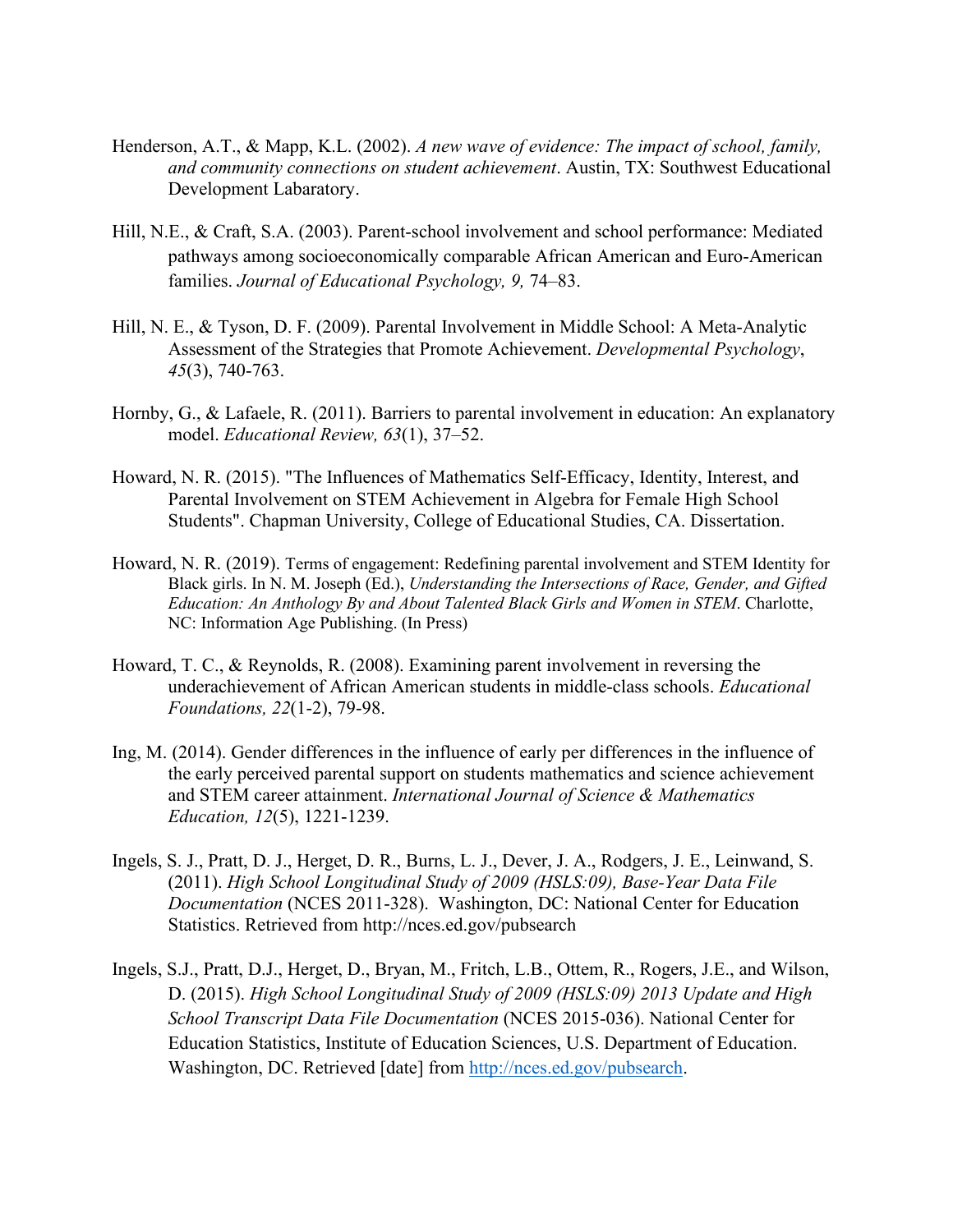Henderson, A.T., & Mapp, K.L. (2002). *A new wave of evidence: The impact of school, family, and community connections on student achievement*. Austin, TX: Southwest Educational Development Labaratory.

Hill, N.E., & Craft, S.A. (2003). Parent-school involvement and school performance: Mediated pathways among socioeconomically comparable African American and Euro-American families. *Journal of Educational Psychology, 9,* 74–83.

Hill, N. E., & Tyson, D. F. (2009). Parental Involvement in Middle School: A Meta-Analytic Assessment of the Strategies that Promote Achievement. *Developmental Psychology*, *45*(3), 740-763.

Hornby, G., & Lafaele, R. (2011). Barriers to parental involvement in education: An explanatory model. *Educational Review, 63*(1), 37–52.

Howard, N. R. (2015). "The Influences of Mathematics Self-Efficacy, Identity, Interest, and Parental Involvement on STEM Achievement in Algebra for Female High School Students". Chapman University, College of Educational Studies, CA. Dissertation.

Howard, N. R. (2019). Terms of engagement: Redefining parental involvement and STEM Identity for Black girls. In N. M. Joseph (Ed.), *Understanding the Intersections of Race, Gender, and Gifted Education: An Anthology By and About Talented Black Girls and Women in STEM*. Charlotte, NC: Information Age Publishing. (In Press)

Howard, T. C., & Reynolds, R. (2008). Examining parent involvement in reversing the underachievement of African American students in middle-class schools. *Educational Foundations, 22*(1-2), 79-98.

Ing, M. (2014). Gender differences in the influence of early per differences in the influence of the early perceived parental support on students mathematics and science achievement and STEM career attainment. *International Journal of Science & Mathematics Education, 12*(5), 1221-1239.

Ingels, S. J., Pratt, D. J., Herget, D. R., Burns, L. J., Dever, J. A., Rodgers, J. E., Leinwand, S. (2011). *High School Longitudinal Study of 2009 (HSLS:09), Base-Year Data File Documentation* (NCES 2011-328). Washington, DC: National Center for Education Statistics. Retrieved from http://nces.ed.gov/pubsearch

Ingels, S.J., Pratt, D.J., Herget, D., Bryan, M., Fritch, L.B., Ottem, R., Rogers, J.E., and Wilson, D. (2015). *High School Longitudinal Study of 2009 (HSLS:09) 2013 Update and High School Transcript Data File Documentation* (NCES 2015-036). National Center for Education Statistics, Institute of Education Sciences, U.S. Department of Education. Washington, DC. Retrieved [date] from http://nces.ed.gov/pubsearch.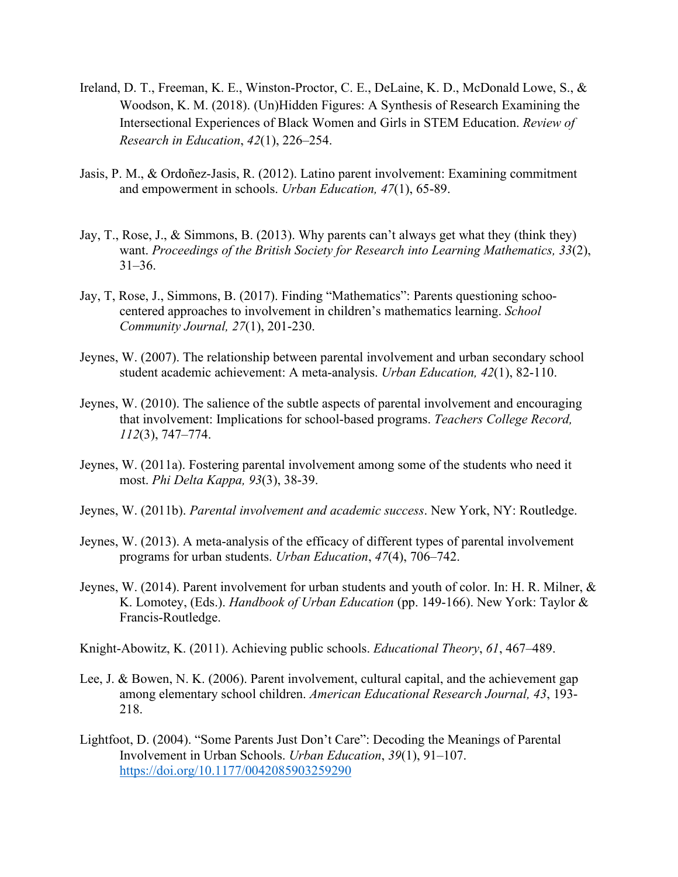Ireland, D. T., Freeman, K. E., Winston-Proctor, C. E., DeLaine, K. D., McDonald Lowe, S., & Woodson, K. M. (2018). (Un)Hidden Figures: A Synthesis of Research Examining the Intersectional Experiences of Black Women and Girls in STEM Education. *Review of Research in Education*, *42*(1), 226–254.

Jasis, P. M., & Ordoñez-Jasis, R. (2012). Latino parent involvement: Examining commitment and empowerment in schools. *Urban Education, 47*(1), 65-89.

Jay, T., Rose, J., & Simmons, B. (2013). Why parents can't always get what they (think they) want. *Proceedings of the British Society for Research into Learning Mathematics, 33*(2), 31–36.

Jay, T, Rose, J., Simmons, B. (2017). Finding "Mathematics": Parents questioning schoo-centered approaches to involvement in children's mathematics learning. *School Community Journal, 27*(1), 201-230.

Jeynes, W. (2007). The relationship between parental involvement and urban secondary school student academic achievement: A meta-analysis. *Urban Education, 42*(1), 82-110.

Jeynes, W. (2010). The salience of the subtle aspects of parental involvement and encouraging that involvement: Implications for school-based programs. *Teachers College Record, 112*(3), 747–774.

Jeynes, W. (2011a). Fostering parental involvement among some of the students who need it most. *Phi Delta Kappa, 93*(3), 38-39.

Jeynes, W. (2011b). *Parental involvement and academic success*. New York, NY: Routledge.

Jeynes, W. (2013). A meta-analysis of the efficacy of different types of parental involvement programs for urban students. *Urban Education*, *47*(4), 706–742.

Jeynes, W. (2014). Parent involvement for urban students and youth of color. In: H. R. Milner, & K. Lomotey, (Eds.). *Handbook of Urban Education* (pp. 149-166). New York: Taylor & Francis-Routledge.

Knight-Abowitz, K. (2011). Achieving public schools. *Educational Theory*, *61*, 467–489.

Lee, J. & Bowen, N. K. (2006). Parent involvement, cultural capital, and the achievement gap among elementary school children. *American Educational Research Journal, 43*, 193-218.

Lightfoot, D. (2004). "Some Parents Just Don't Care": Decoding the Meanings of Parental Involvement in Urban Schools. *Urban Education*, *39*(1), 91–107. https://doi.org/10.1177/0042085903259290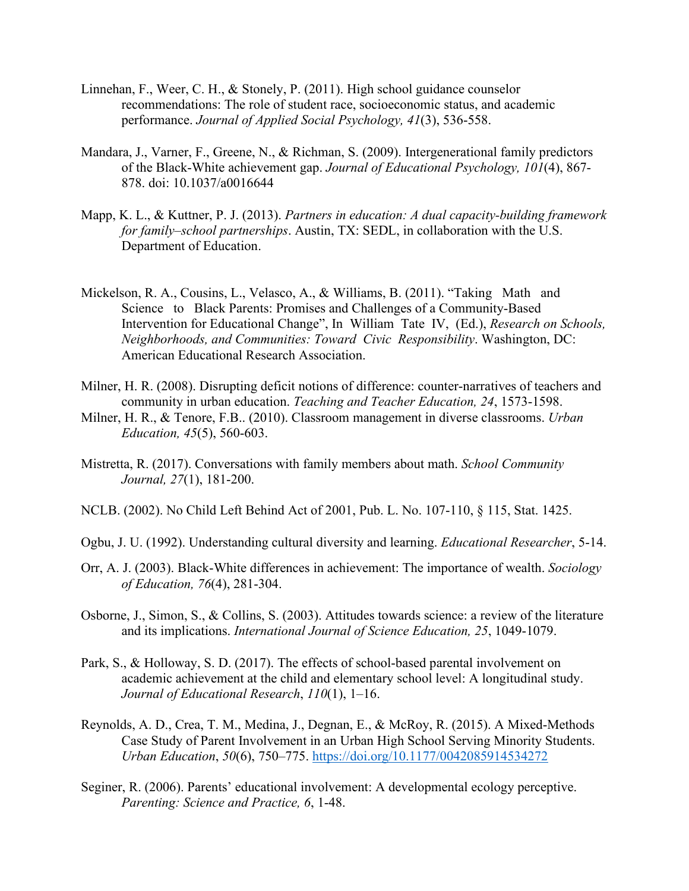Linnehan, F., Weer, C. H., & Stonely, P. (2011). High school guidance counselor recommendations: The role of student race, socioeconomic status, and academic performance. *Journal of Applied Social Psychology, 41*(3), 536-558.

Mandara, J., Varner, F., Greene, N., & Richman, S. (2009). Intergenerational family predictors of the Black-White achievement gap. *Journal of Educational Psychology, 101*(4), 867-878. doi: 10.1037/a0016644

Mapp, K. L., & Kuttner, P. J. (2013). *Partners in education: A dual capacity-building framework for family–school partnerships*. Austin, TX: SEDL, in collaboration with the U.S. Department of Education.

Mickelson, R. A., Cousins, L., Velasco, A., & Williams, B. (2011). "Taking Math and Science to Black Parents: Promises and Challenges of a Community-Based Intervention for Educational Change", In William Tate IV, (Ed.), *Research on Schools, Neighborhoods, and Communities: Toward Civic Responsibility*. Washington, DC: American Educational Research Association.

Milner, H. R. (2008). Disrupting deficit notions of difference: counter-narratives of teachers and community in urban education. *Teaching and Teacher Education, 24*, 1573-1598.

Milner, H. R., & Tenore, F.B.. (2010). Classroom management in diverse classrooms. *Urban Education, 45*(5), 560-603.

Mistretta, R. (2017). Conversations with family members about math. *School Community Journal, 27*(1), 181-200.

NCLB. (2002). No Child Left Behind Act of 2001, Pub. L. No. 107-110, § 115, Stat. 1425.

Ogbu, J. U. (1992). Understanding cultural diversity and learning. *Educational Researcher*, 5-14.

Orr, A. J. (2003). Black-White differences in achievement: The importance of wealth. *Sociology of Education, 76*(4), 281-304.

Osborne, J., Simon, S., & Collins, S. (2003). Attitudes towards science: a review of the literature and its implications. *International Journal of Science Education, 25*, 1049-1079.

Park, S., & Holloway, S. D. (2017). The effects of school-based parental involvement on academic achievement at the child and elementary school level: A longitudinal study. *Journal of Educational Research*, *110*(1), 1–16.

Reynolds, A. D., Crea, T. M., Medina, J., Degnan, E., & McRoy, R. (2015). A Mixed-Methods Case Study of Parent Involvement in an Urban High School Serving Minority Students. *Urban Education*, *50*(6), 750–775. https://doi.org/10.1177/0042085914534272

Seginer, R. (2006). Parents' educational involvement: A developmental ecology perceptive. *Parenting: Science and Practice, 6*, 1-48.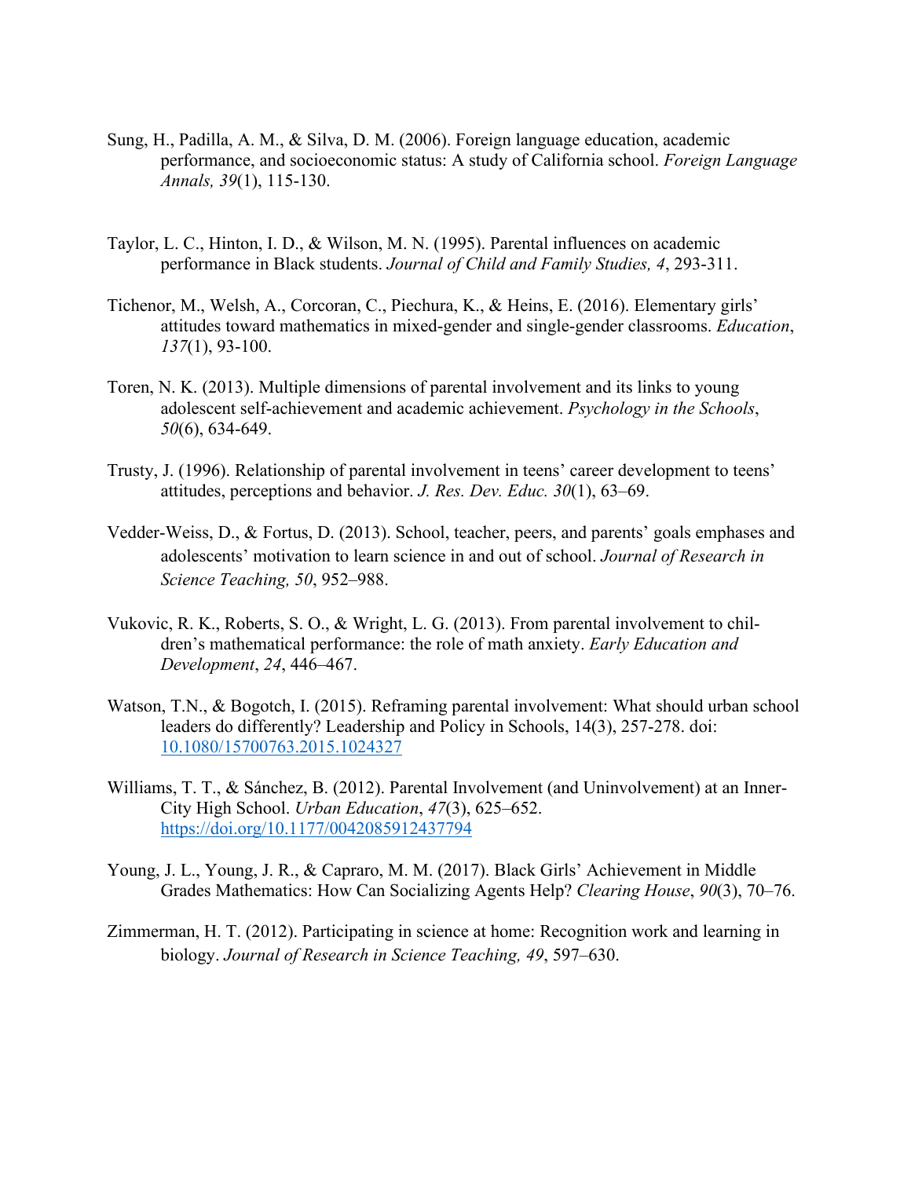Sung, H., Padilla, A. M., & Silva, D. M. (2006). Foreign language education, academic performance, and socioeconomic status: A study of California school. *Foreign Language Annals, 39*(1), 115-130.

Taylor, L. C., Hinton, I. D., & Wilson, M. N. (1995). Parental influences on academic performance in Black students. *Journal of Child and Family Studies, 4*, 293-311.

Tichenor, M., Welsh, A., Corcoran, C., Piechura, K., & Heins, E. (2016). Elementary girls' attitudes toward mathematics in mixed-gender and single-gender classrooms. *Education*, *137*(1), 93-100.

Toren, N. K. (2013). Multiple dimensions of parental involvement and its links to young adolescent self-achievement and academic achievement. *Psychology in the Schools*, *50*(6), 634-649.

Trusty, J. (1996). Relationship of parental involvement in teens' career development to teens' attitudes, perceptions and behavior. *J. Res. Dev. Educ. 30*(1), 63–69.

Vedder-Weiss, D., & Fortus, D. (2013). School, teacher, peers, and parents' goals emphases and adolescents' motivation to learn science in and out of school. *Journal of Research in Science Teaching, 50*, 952–988.

Vukovic, R. K., Roberts, S. O., & Wright, L. G. (2013). From parental involvement to children's mathematical performance: the role of math anxiety. *Early Education and Development*, *24*, 446–467.

Watson, T.N., & Bogotch, I. (2015). Reframing parental involvement: What should urban school leaders do differently? Leadership and Policy in Schools, 14(3), 257-278. doi: 10.1080/15700763.2015.1024327

Williams, T. T., & Sánchez, B. (2012). Parental Involvement (and Uninvolvement) at an Inner-City High School. *Urban Education*, *47*(3), 625–652. https://doi.org/10.1177/0042085912437794

Young, J. L., Young, J. R., & Capraro, M. M. (2017). Black Girls' Achievement in Middle Grades Mathematics: How Can Socializing Agents Help? *Clearing House*, *90*(3), 70–76.

Zimmerman, H. T. (2012). Participating in science at home: Recognition work and learning in biology. *Journal of Research in Science Teaching, 49*, 597–630.